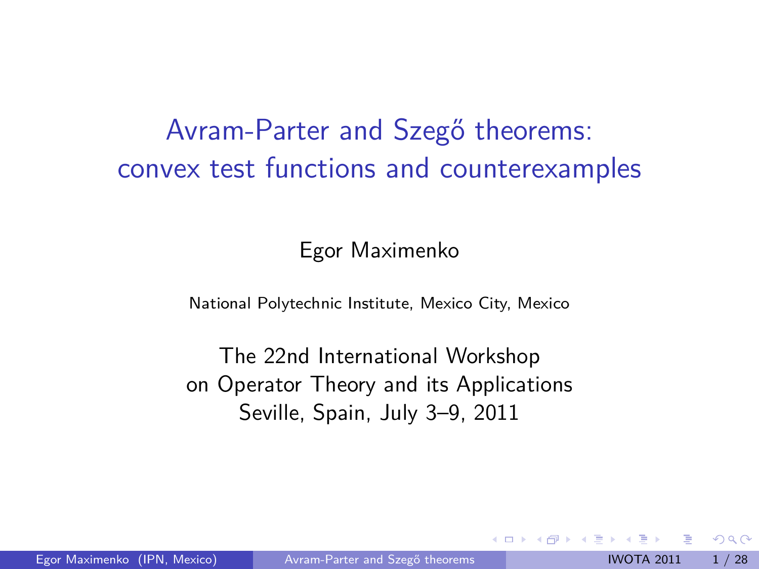# Avram-Parter and Szegő theorems: convex test functions and counterexamples

Egor Maximenko

National Polytechnic Institute, Mexico City, Mexico

The 22nd International Workshop
on Operator Theory and its Applications
Seville, Spain, July 3–9, 2011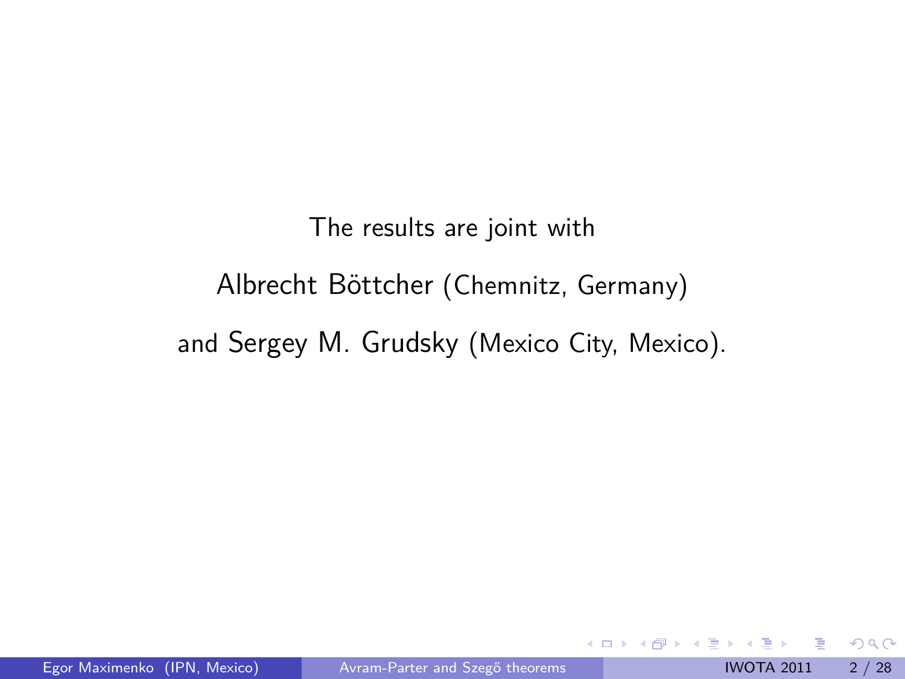The results are joint with

Albrecht Böttcher (Chemnitz, Germany)

and Sergey M. Grudsky (Mexico City, Mexico).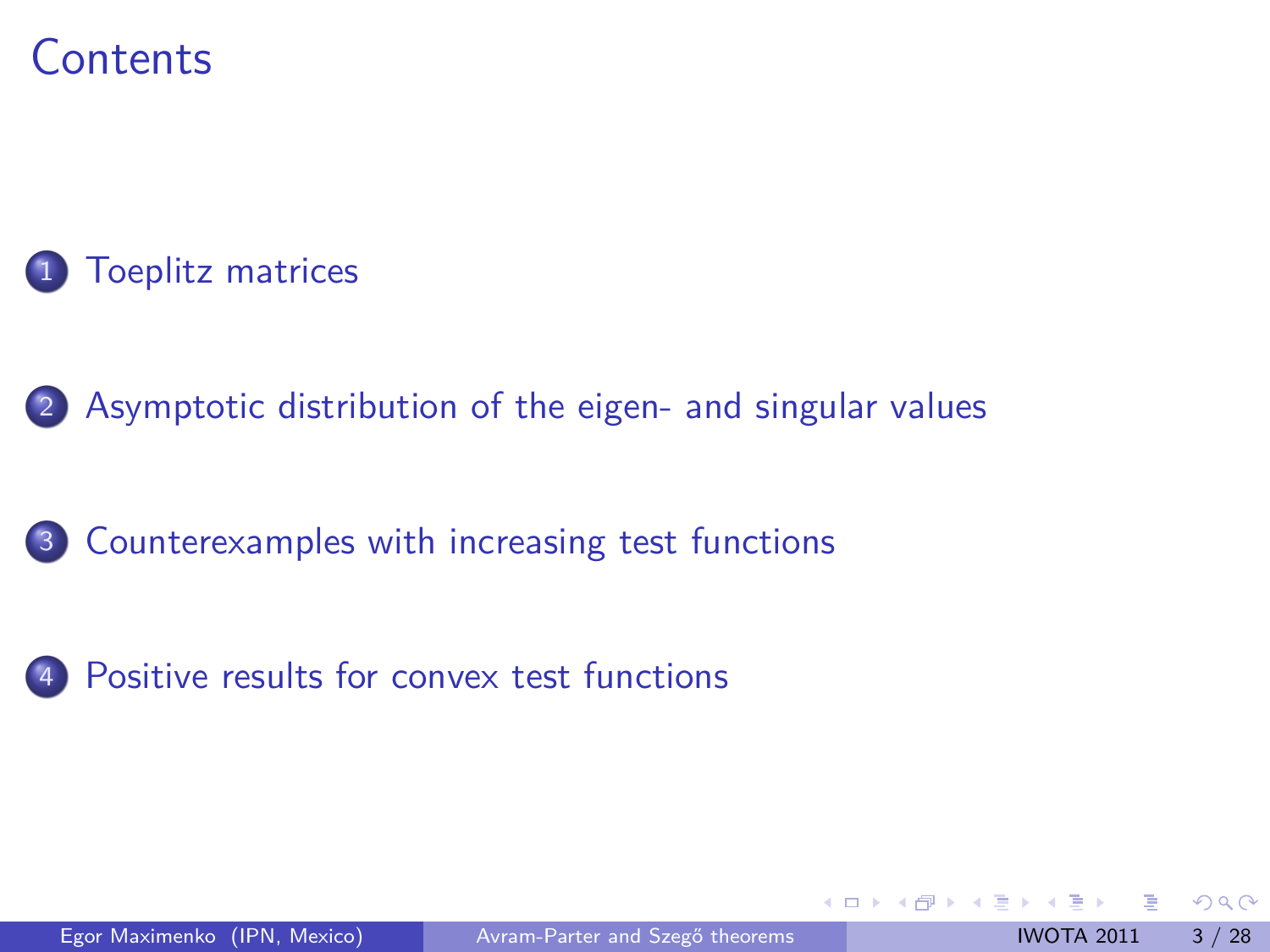# Contents

1. Toeplitz matrices
2. Asymptotic distribution of the eigen- and singular values
3. Counterexamples with increasing test functions
4. Positive results for convex test functions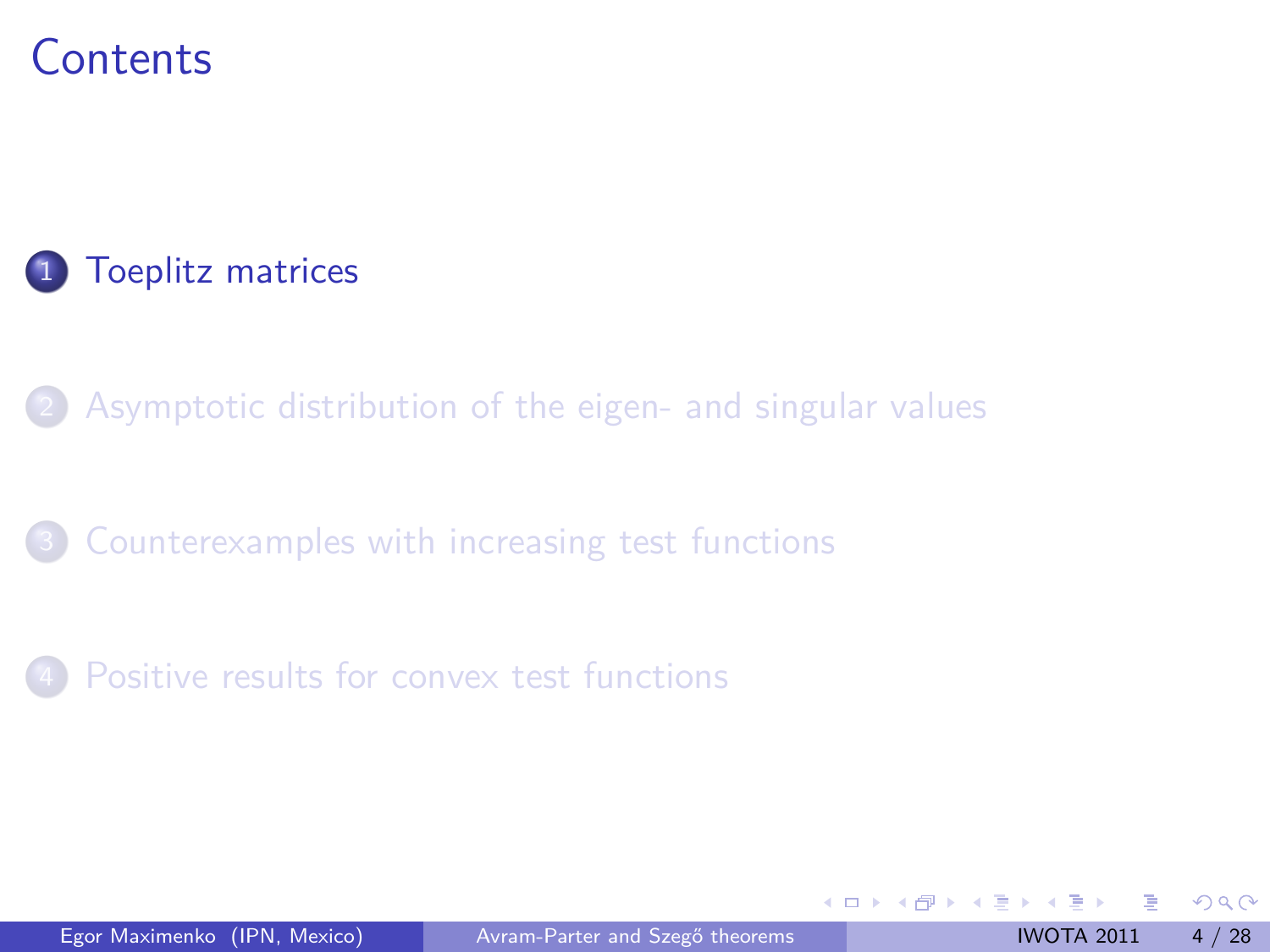# Contents

1. Toeplitz matrices

2. Asymptotic distribution of the eigen- and singular values

3. Counterexamples with increasing test functions

4. Positive results for convex test functions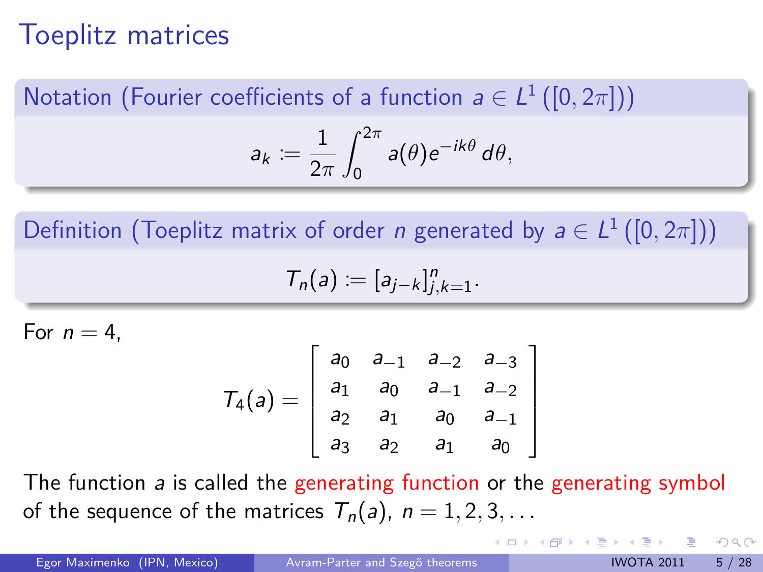# Toeplitz matrices

**Notation (Fourier coefficients of a function $a \in L^1([0, 2\pi])$)**

$$a_k := \frac{1}{2\pi} \int_0^{2\pi} a(\theta) e^{-ik\theta} \, d\theta,$$

**Definition (Toeplitz matrix of order $n$ generated by $a \in L^1([0, 2\pi])$)**

$$T_n(a) := [a_{j-k}]_{j,k=1}^n.$$

For $n = 4$,

$$T_4(a) = \begin{bmatrix} a_0 & a_{-1} & a_{-2} & a_{-3} \\ a_1 & a_0 & a_{-1} & a_{-2} \\ a_2 & a_1 & a_0 & a_{-1} \\ a_3 & a_2 & a_1 & a_0 \end{bmatrix}$$

The function $a$ is called the generating function or the generating symbol of the sequence of the matrices $T_n(a)$, $n = 1, 2, 3, \ldots$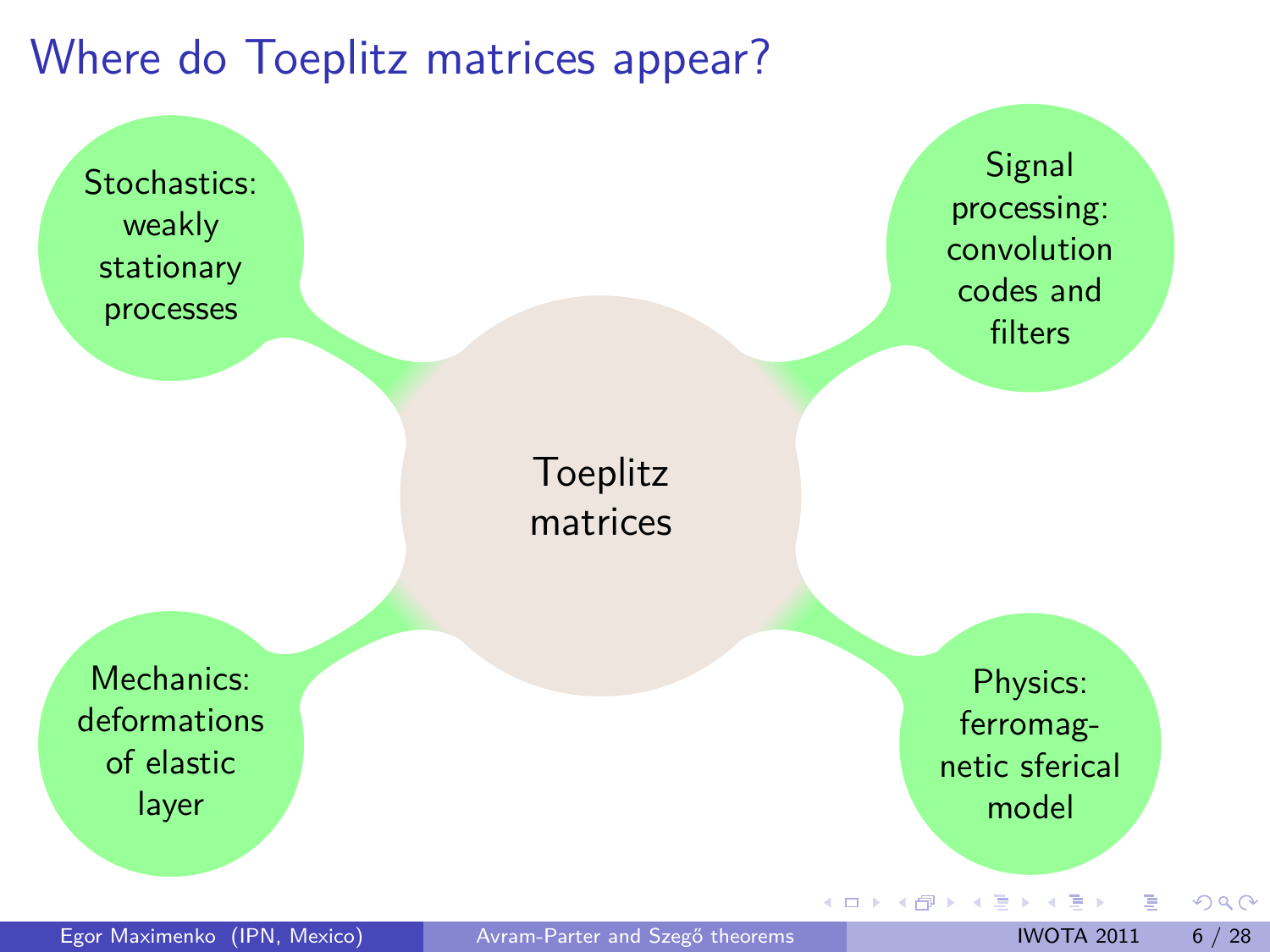# Where do Toeplitz matrices appear?

Toeplitz matrices

- Stochastics: weakly stationary processes
- Signal processing: convolution codes and filters
- Mechanics: deformations of elastic layer
- Physics: ferromagnetic sferical model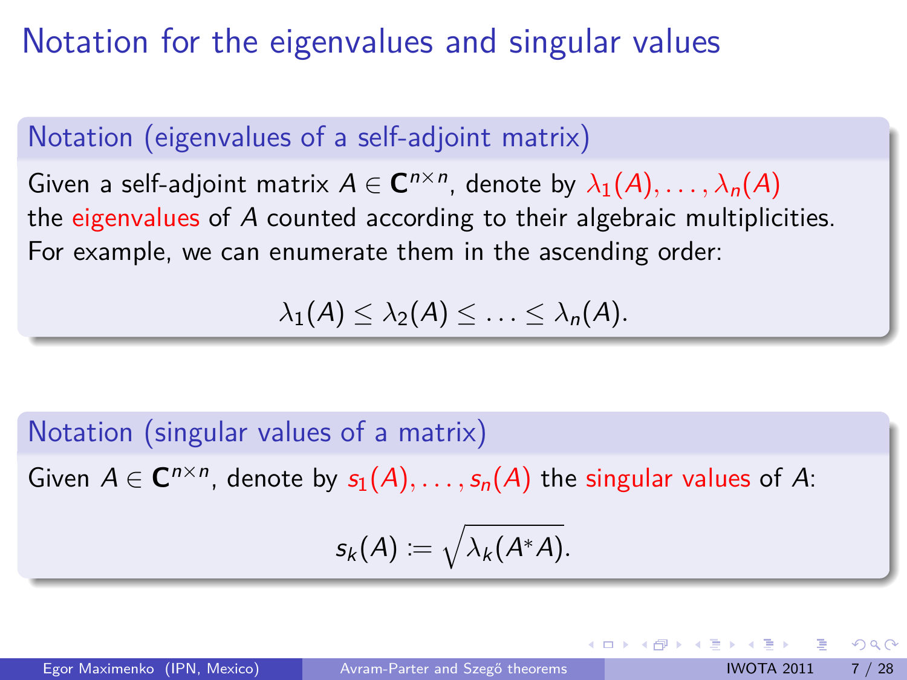# Notation for the eigenvalues and singular values

### Notation (eigenvalues of a self-adjoint matrix)

Given a self-adjoint matrix $A \in \mathbf{C}^{n\times n}$, denote by $\lambda_1(A), \ldots, \lambda_n(A)$ the eigenvalues of $A$ counted according to their algebraic multiplicities. For example, we can enumerate them in the ascending order:

$$\lambda_1(A) \le \lambda_2(A) \le \ldots \le \lambda_n(A).$$

### Notation (singular values of a matrix)

Given $A \in \mathbf{C}^{n\times n}$, denote by $s_1(A), \ldots, s_n(A)$ the singular values of $A$:

$$s_k(A) := \sqrt{\lambda_k(A^*A)}.$$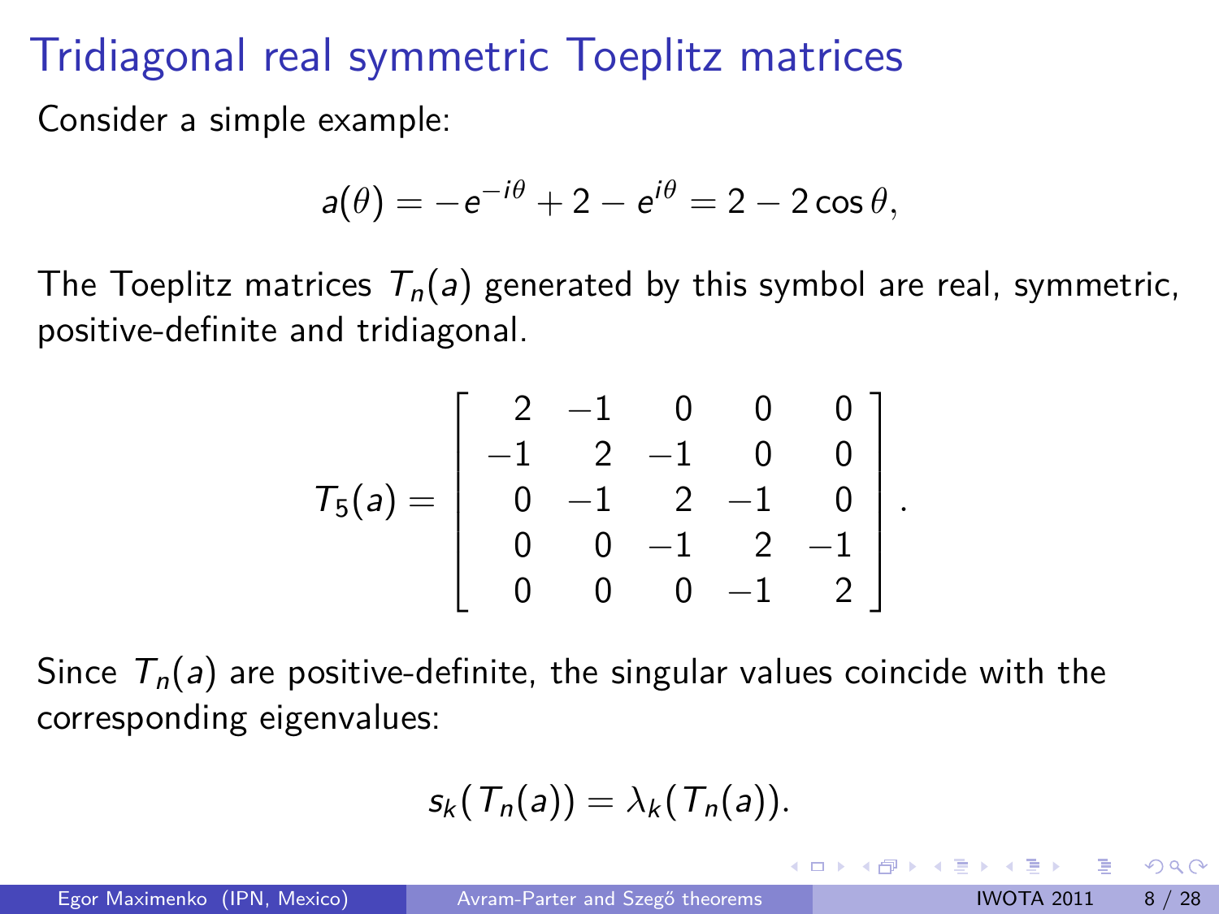# Tridiagonal real symmetric Toeplitz matrices

Consider a simple example:

$$a(\theta) = -e^{-i\theta} + 2 - e^{i\theta} = 2 - 2\cos\theta,$$

The Toeplitz matrices $T_n(a)$ generated by this symbol are real, symmetric, positive-definite and tridiagonal.

$$T_5(a) = \begin{bmatrix} 2 & -1 & 0 & 0 & 0 \\ -1 & 2 & -1 & 0 & 0 \\ 0 & -1 & 2 & -1 & 0 \\ 0 & 0 & -1 & 2 & -1 \\ 0 & 0 & 0 & -1 & 2 \end{bmatrix}.$$

Since $T_n(a)$ are positive-definite, the singular values coincide with the corresponding eigenvalues:

$$s_k(T_n(a)) = \lambda_k(T_n(a)).$$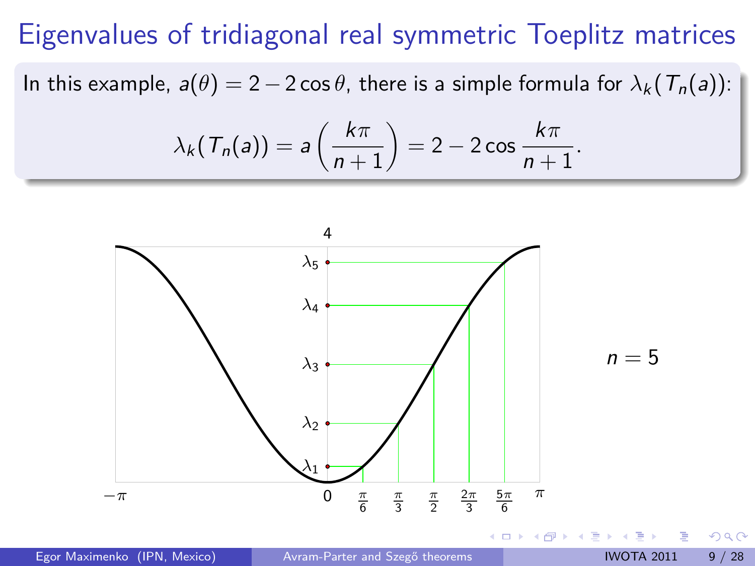# Eigenvalues of tridiagonal real symmetric Toeplitz matrices

In this example, $a(\theta) = 2 - 2\cos\theta$, there is a simple formula for $\lambda_k(T_n(a))$:

$$\lambda_k(T_n(a)) = a\left(\frac{k\pi}{n+1}\right) = 2 - 2\cos\frac{k\pi}{n+1}.$$

$n = 5$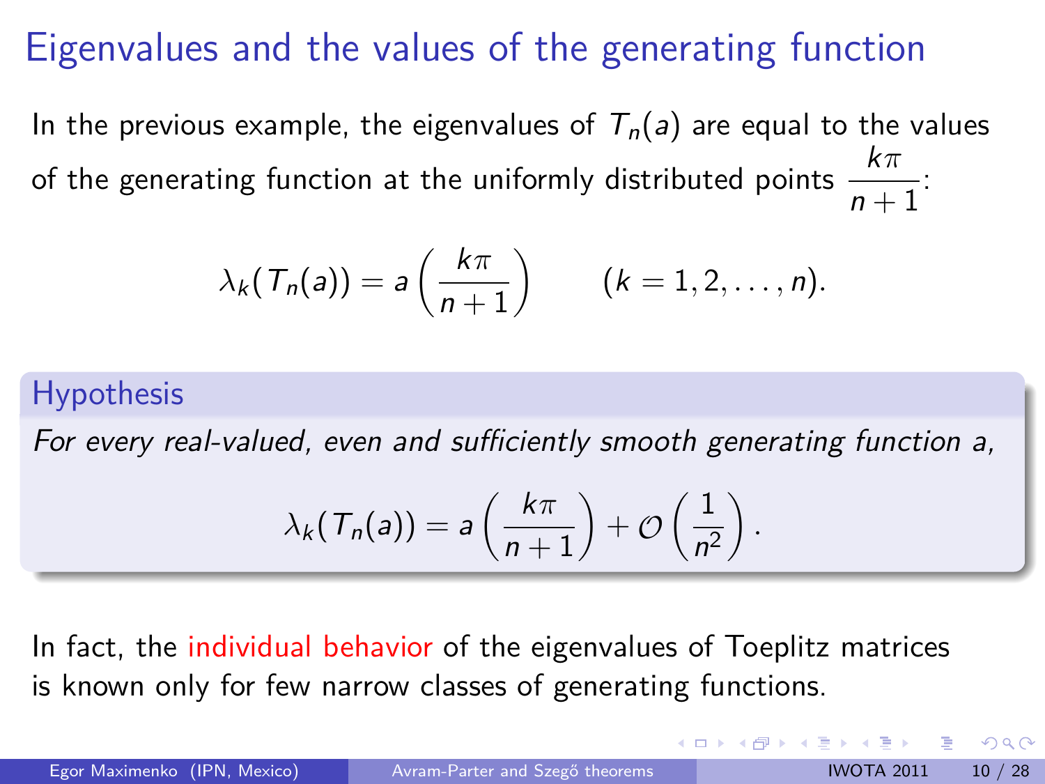# Eigenvalues and the values of the generating function

In the previous example, the eigenvalues of $T_n(a)$ are equal to the values of the generating function at the uniformly distributed points $\frac{k\pi}{n+1}$:

$$\lambda_k(T_n(a)) = a\left(\frac{k\pi}{n+1}\right) \qquad (k = 1, 2, \ldots, n).$$

**Hypothesis**

*For every real-valued, even and sufficiently smooth generating function a,*

$$\lambda_k(T_n(a)) = a\left(\frac{k\pi}{n+1}\right) + \mathcal{O}\left(\frac{1}{n^2}\right).$$

In fact, the individual behavior of the eigenvalues of Toeplitz matrices is known only for few narrow classes of generating functions.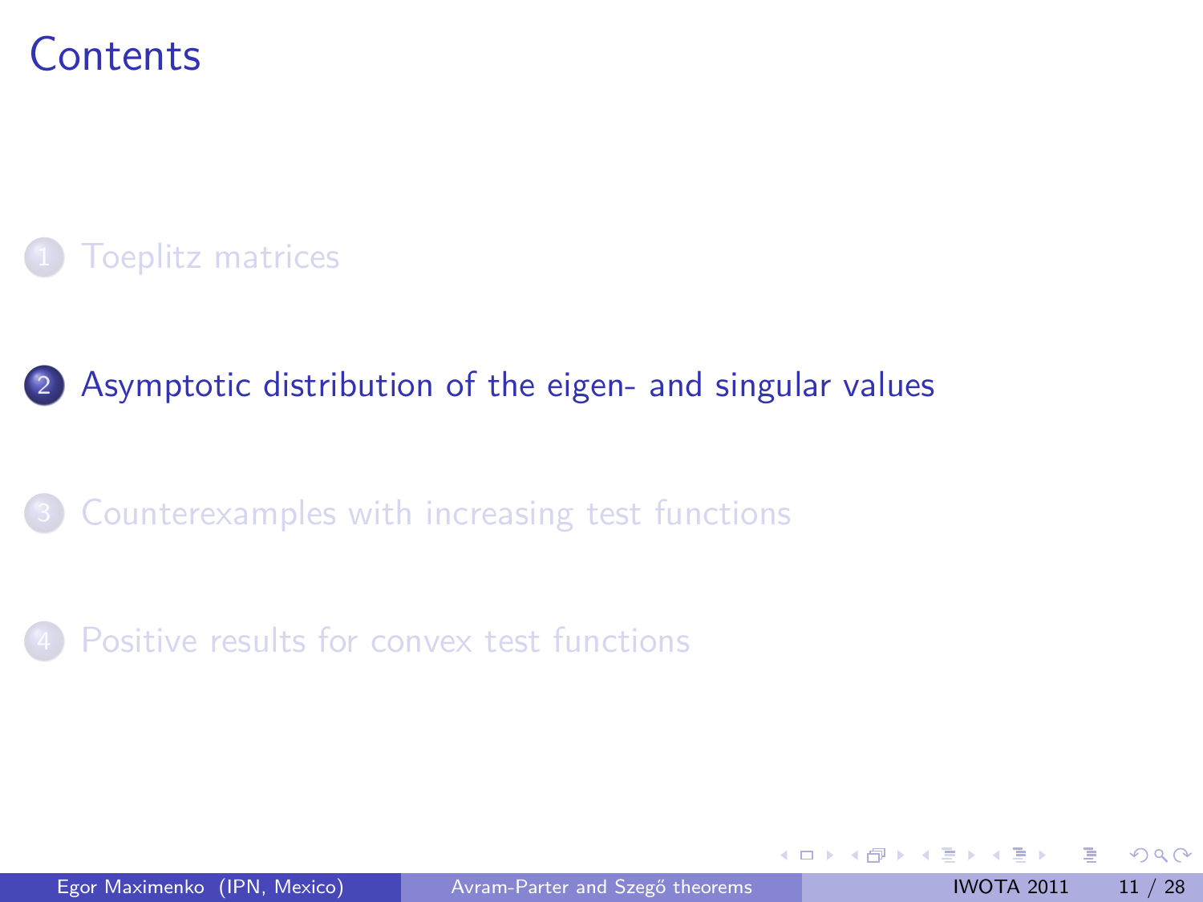# Contents

1. Toeplitz matrices
2. Asymptotic distribution of the eigen- and singular values
3. Counterexamples with increasing test functions
4. Positive results for convex test functions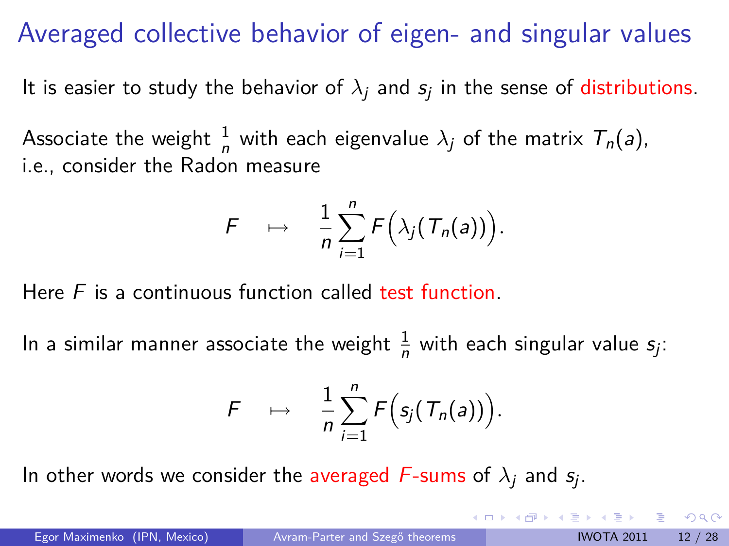# Averaged collective behavior of eigen- and singular values

It is easier to study the behavior of $\lambda_j$ and $s_j$ in the sense of distributions.

Associate the weight $\frac{1}{n}$ with each eigenvalue $\lambda_j$ of the matrix $T_n(a)$, i.e., consider the Radon measure

$$F \quad \mapsto \quad \frac{1}{n}\sum_{i=1}^{n} F\Big(\lambda_j(T_n(a))\Big).$$

Here $F$ is a continuous function called test function.

In a similar manner associate the weight $\frac{1}{n}$ with each singular value $s_j$:

$$F \quad \mapsto \quad \frac{1}{n}\sum_{i=1}^{n} F\Big(s_j(T_n(a))\Big).$$

In other words we consider the averaged $F$-sums of $\lambda_j$ and $s_j$.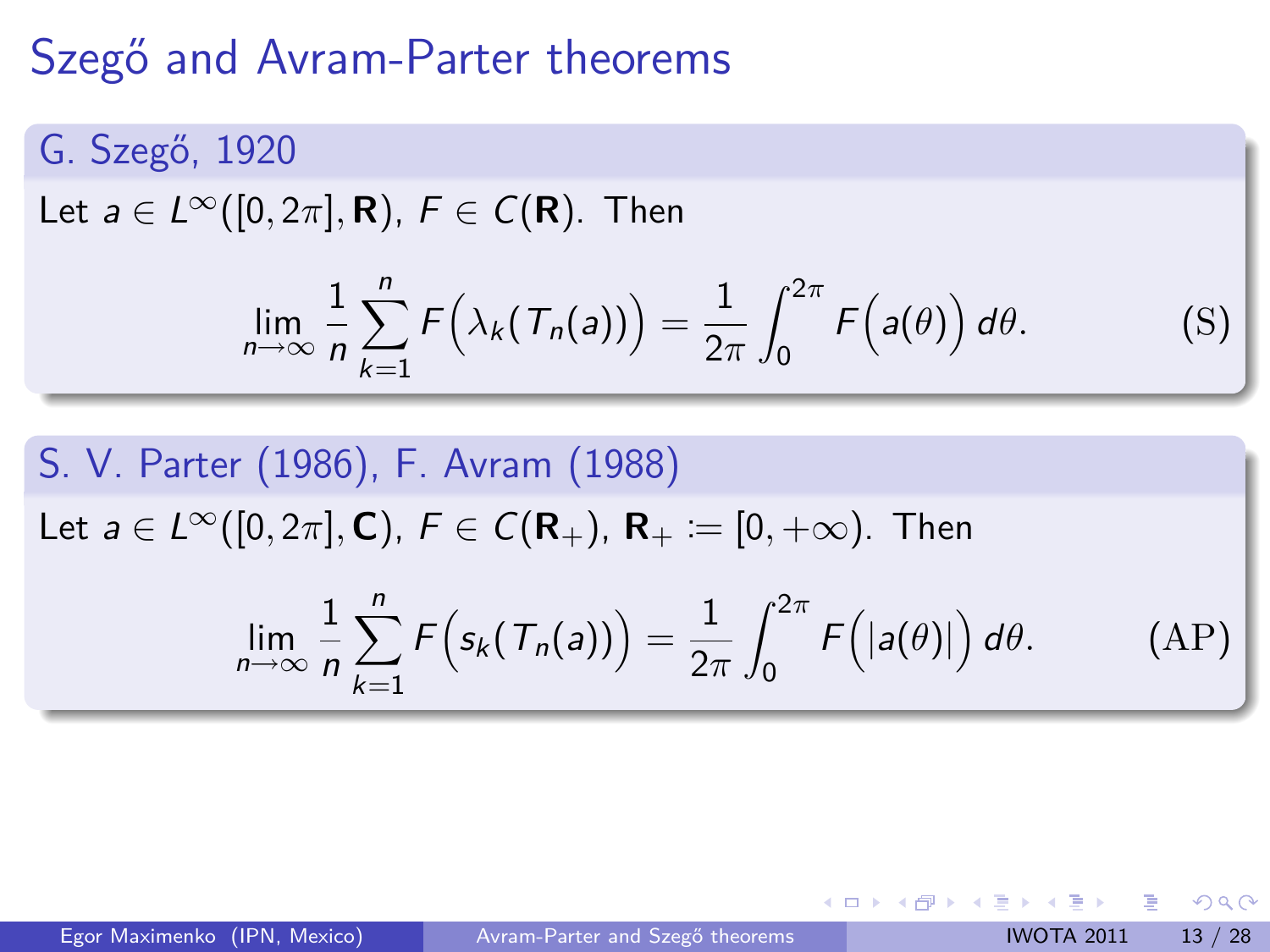# Szegő and Avram-Parter theorems

**G. Szegő, 1920**

Let $a \in L^\infty([0,2\pi],\mathbf{R})$, $F \in C(\mathbf{R})$. Then

$$\lim_{n\to\infty} \frac{1}{n} \sum_{k=1}^{n} F\Big(\lambda_k(T_n(a))\Big) = \frac{1}{2\pi} \int_0^{2\pi} F\Big(a(\theta)\Big)\, d\theta. \tag{S}$$

**S. V. Parter (1986), F. Avram (1988)**

Let $a \in L^\infty([0,2\pi],\mathbf{C})$, $F \in C(\mathbf{R}_+)$, $\mathbf{R}_+ := [0,+\infty)$. Then

$$\lim_{n\to\infty} \frac{1}{n} \sum_{k=1}^{n} F\Big(s_k(T_n(a))\Big) = \frac{1}{2\pi} \int_0^{2\pi} F\Big(|a(\theta)|\Big)\, d\theta. \tag{AP}$$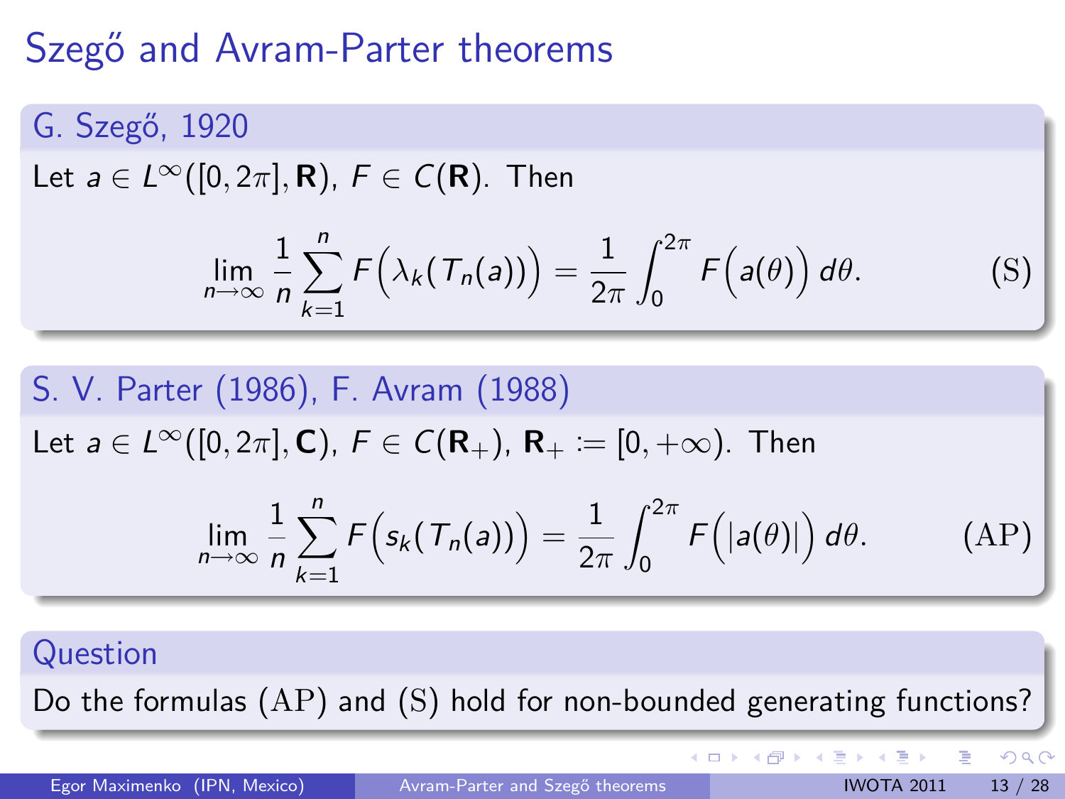# Szegő and Avram-Parter theorems

### G. Szegő, 1920

Let $a \in L^\infty([0, 2\pi], \mathbf{R})$, $F \in C(\mathbf{R})$. Then

$$\lim_{n\to\infty} \frac{1}{n} \sum_{k=1}^{n} F\Big(\lambda_k(T_n(a))\Big) = \frac{1}{2\pi} \int_0^{2\pi} F\Big(a(\theta)\Big)\, d\theta. \tag{S}$$

### S. V. Parter (1986), F. Avram (1988)

Let $a \in L^\infty([0, 2\pi], \mathbf{C})$, $F \in C(\mathbf{R}_+)$, $\mathbf{R}_+ := [0, +\infty)$. Then

$$\lim_{n\to\infty} \frac{1}{n} \sum_{k=1}^{n} F\Big(s_k(T_n(a))\Big) = \frac{1}{2\pi} \int_0^{2\pi} F\Big(|a(\theta)|\Big)\, d\theta. \tag{AP}$$

### Question

Do the formulas (AP) and (S) hold for non-bounded generating functions?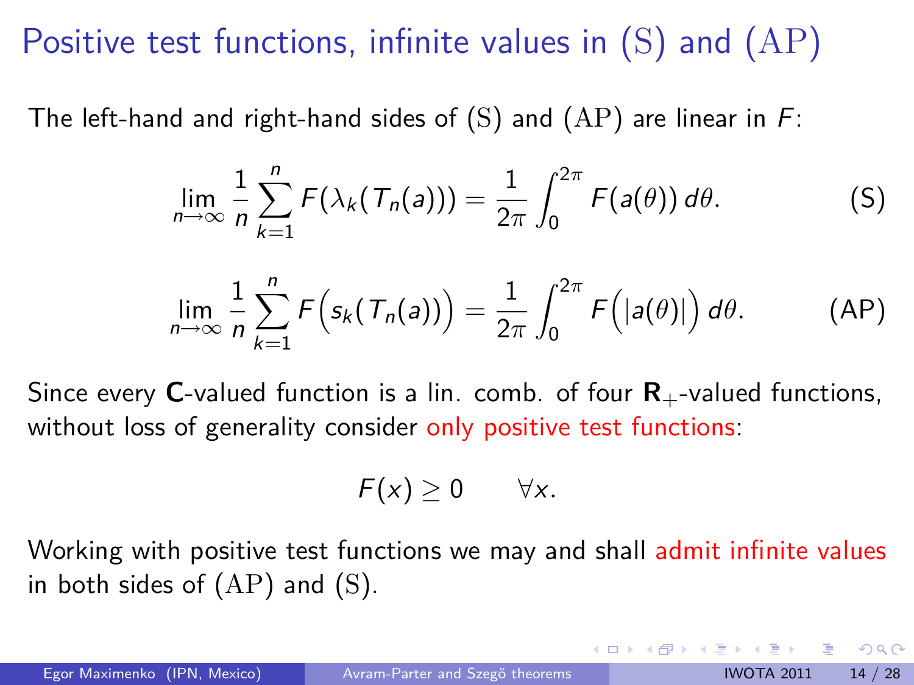# Positive test functions, infinite values in (S) and (AP)

The left-hand and right-hand sides of (S) and (AP) are linear in $F$:

$$\lim_{n\to\infty} \frac{1}{n} \sum_{k=1}^{n} F(\lambda_k(T_n(a))) = \frac{1}{2\pi} \int_0^{2\pi} F(a(\theta))\, d\theta. \tag{S}$$

$$\lim_{n\to\infty} \frac{1}{n} \sum_{k=1}^{n} F\Big(s_k(T_n(a))\Big) = \frac{1}{2\pi} \int_0^{2\pi} F\Big(|a(\theta)|\Big)\, d\theta. \tag{AP}$$

Since every **C**-valued function is a lin. comb. of four $\mathbf{R}_+$-valued functions, without loss of generality consider only positive test functions:

$$F(x) \geq 0 \qquad \forall x.$$

Working with positive test functions we may and shall admit infinite values in both sides of (AP) and (S).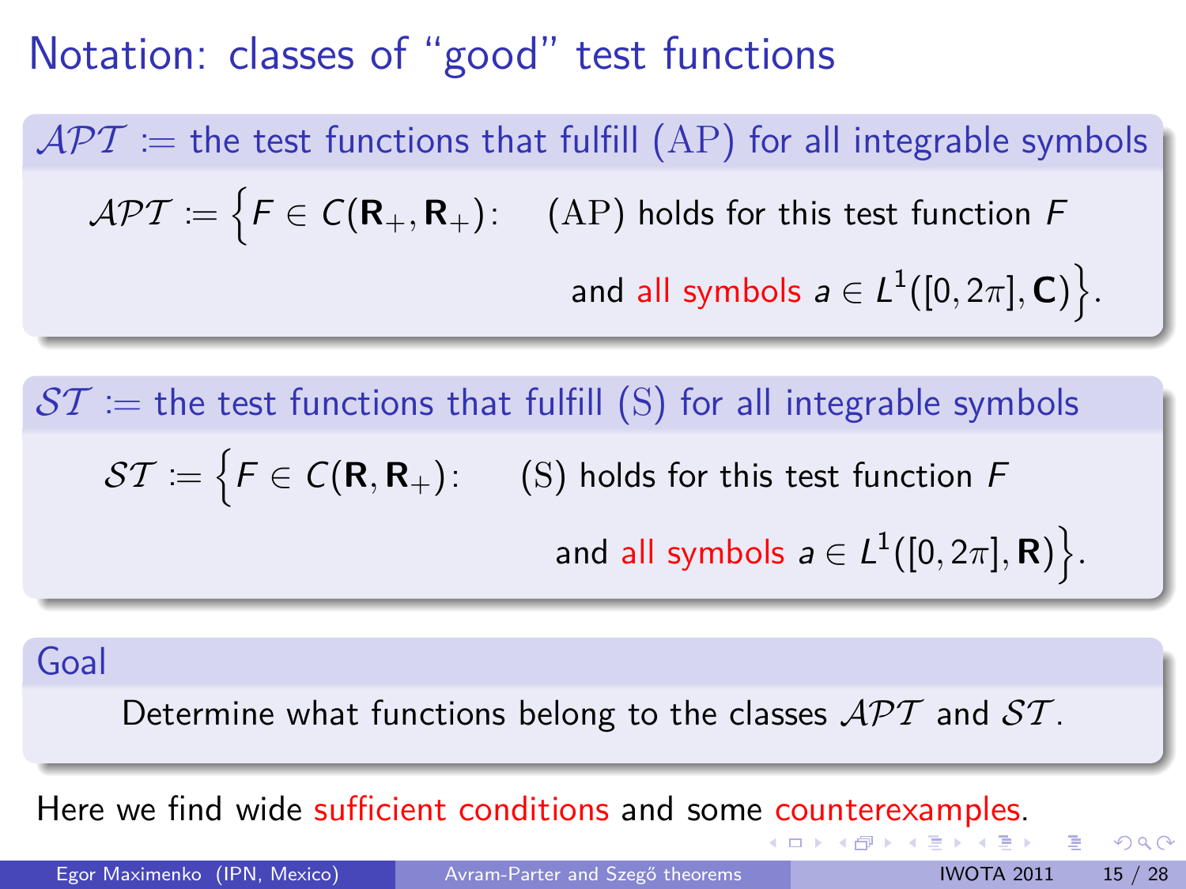# Notation: classes of "good" test functions

**$\mathcal{APT}$ := the test functions that fulfill (AP) for all integrable symbols**

$$\mathcal{APT} := \Big\{ F \in C(\mathbf{R}_+, \mathbf{R}_+) : \quad (\mathrm{AP}) \text{ holds for this test function } F \text{ and all symbols } a \in L^1([0, 2\pi], \mathbf{C}) \Big\}.$$

**$\mathcal{ST}$ := the test functions that fulfill (S) for all integrable symbols**

$$\mathcal{ST} := \Big\{ F \in C(\mathbf{R}, \mathbf{R}_+) : \quad (\mathrm{S}) \text{ holds for this test function } F \text{ and all symbols } a \in L^1([0, 2\pi], \mathbf{R}) \Big\}.$$

**Goal**

Determine what functions belong to the classes $\mathcal{APT}$ and $\mathcal{ST}$.

Here we find wide sufficient conditions and some counterexamples.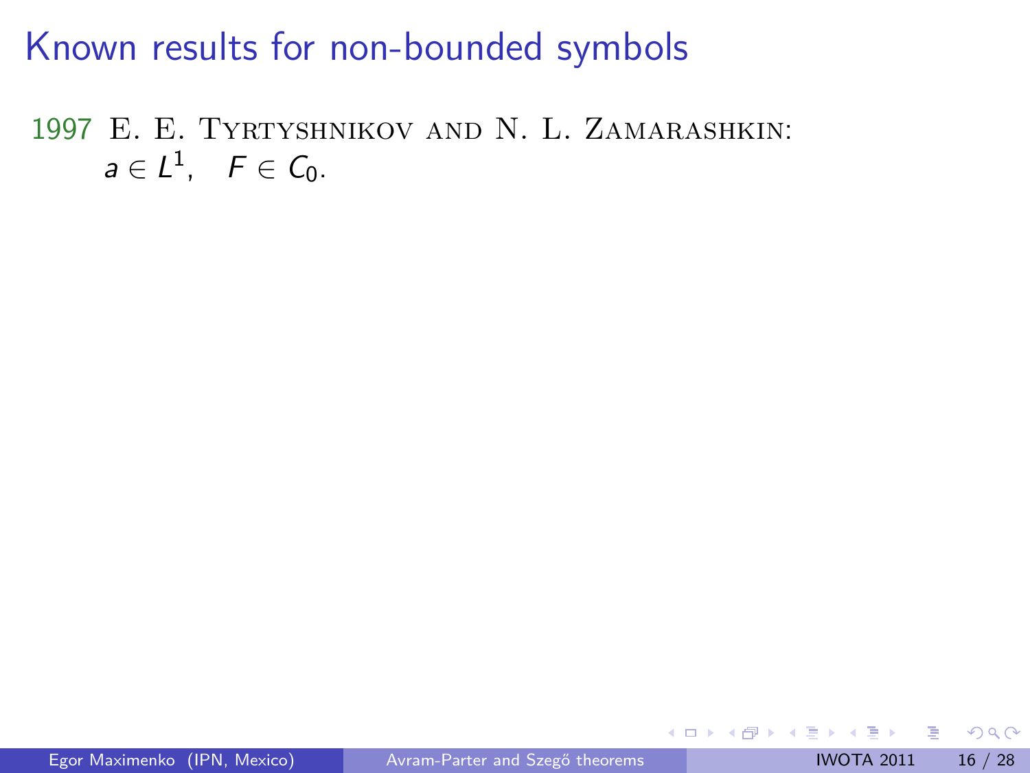# Known results for non-bounded symbols

1997 E. E. Tyrtyshnikov and N. L. Zamarashkin:
$a \in L^1, \quad F \in C_0.$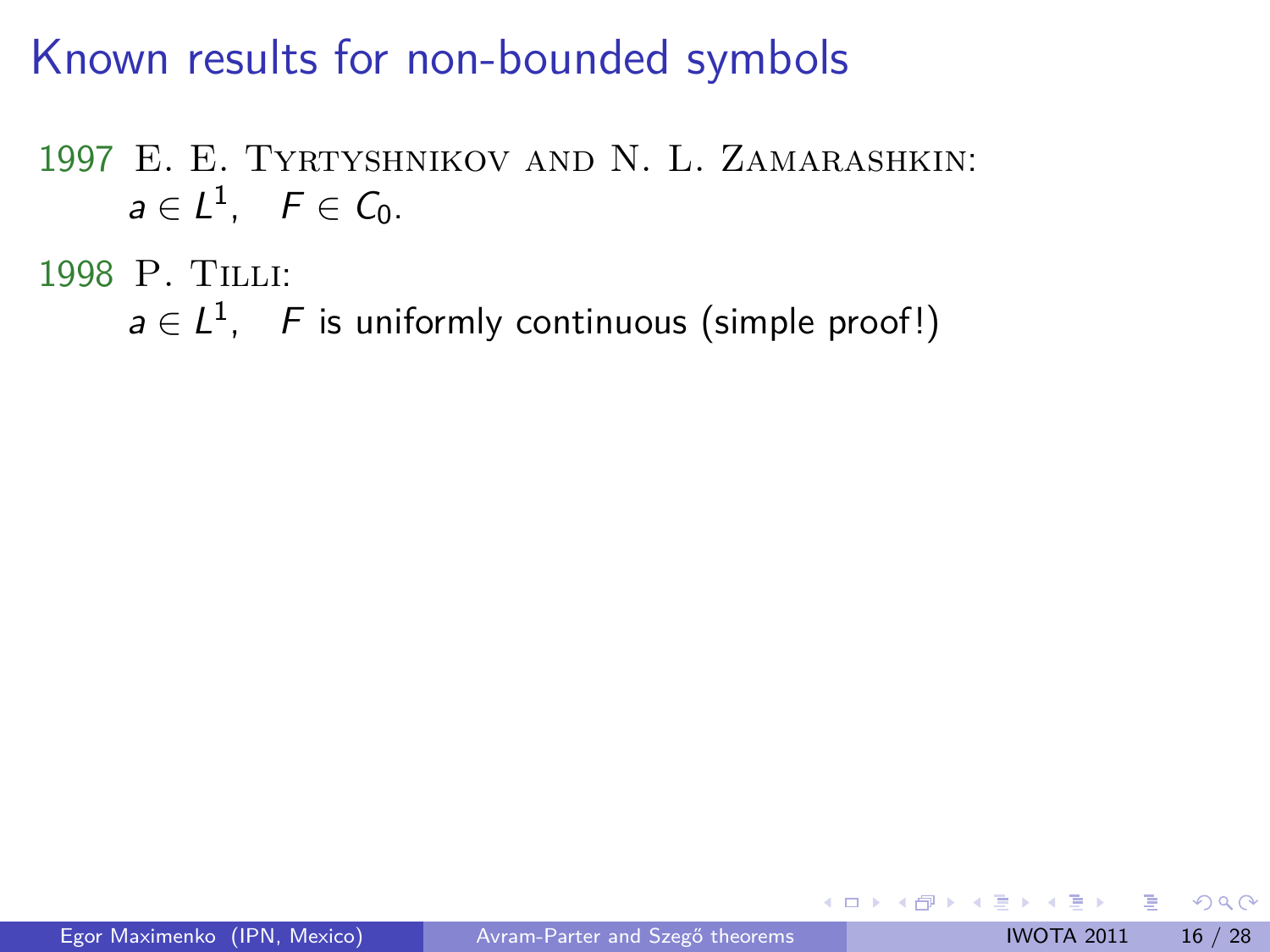# Known results for non-bounded symbols

1997 E. E. Tyrtyshnikov and N. L. Zamarashkin:
$a \in L^1, \quad F \in C_0.$

1998 P. Tilli:
$a \in L^1, \quad F$ is uniformly continuous (simple proof!)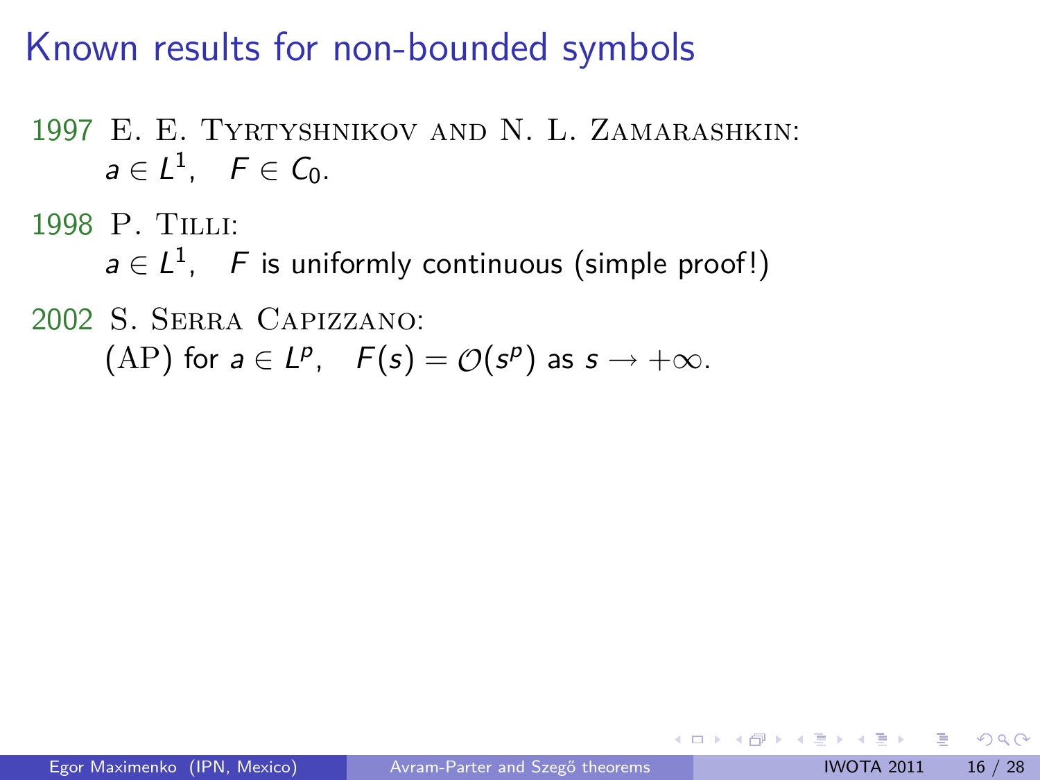# Known results for non-bounded symbols

1997 E. E. Tyrtyshnikov and N. L. Zamarashkin:
$a \in L^1, \quad F \in C_0.$

1998 P. Tilli:
$a \in L^1, \quad F$ is uniformly continuous (simple proof!)

2002 S. Serra Capizzano:
(AP) for $a \in L^p, \quad F(s) = \mathcal{O}(s^p)$ as $s \to +\infty$.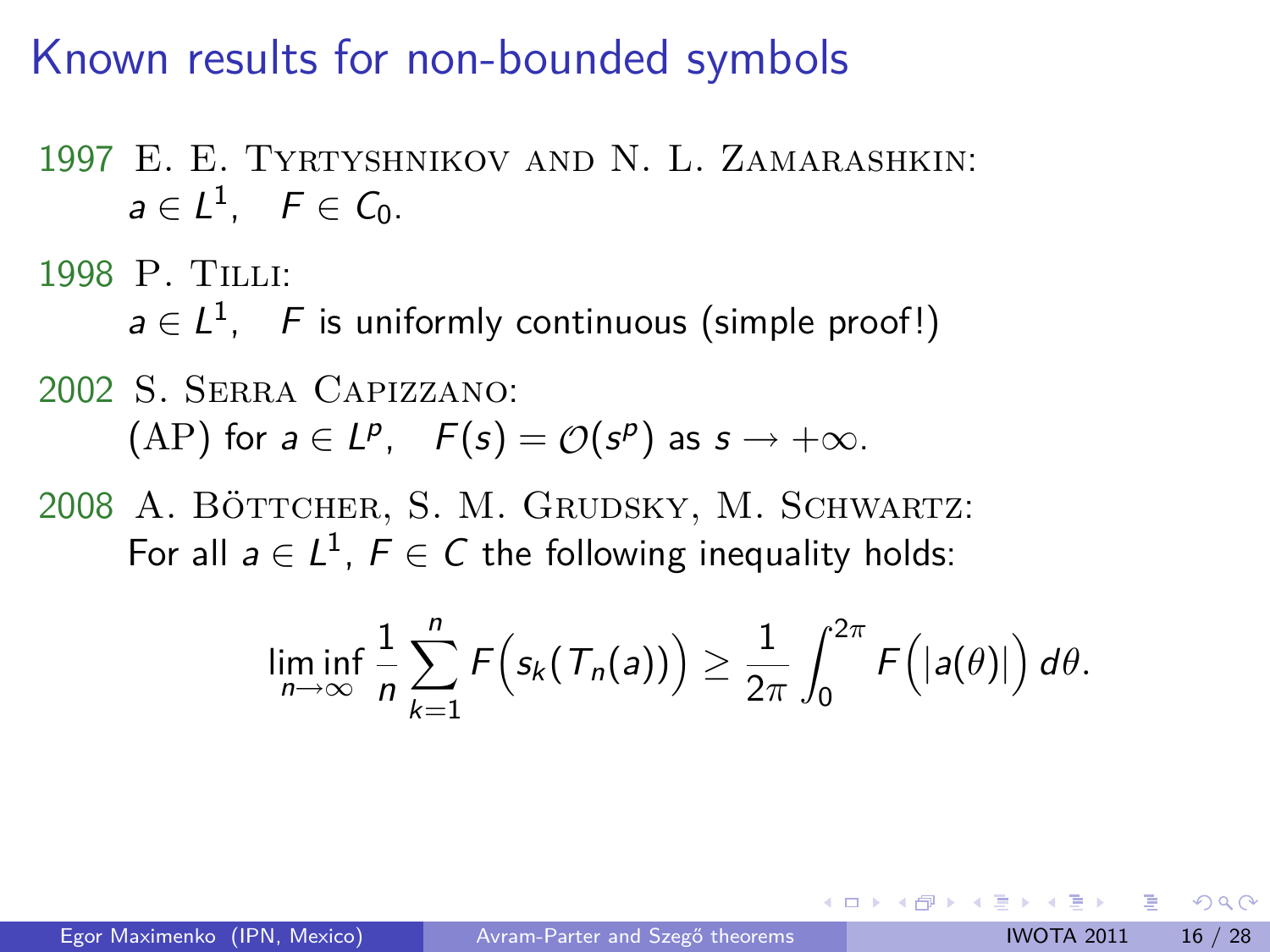# Known results for non-bounded symbols

1997 E. E. Tyrtyshnikov and N. L. Zamarashkin:
$a \in L^1$, $F \in C_0$.

1998 P. Tilli:
$a \in L^1$, $F$ is uniformly continuous (simple proof!)

2002 S. Serra Capizzano:
(AP) for $a \in L^p$, $F(s) = \mathcal{O}(s^p)$ as $s \to +\infty$.

2008 A. Böttcher, S. M. Grudsky, M. Schwartz:
For all $a \in L^1$, $F \in C$ the following inequality holds:

$$\liminf_{n\to\infty} \frac{1}{n} \sum_{k=1}^{n} F\Big(s_k(T_n(a))\Big) \geq \frac{1}{2\pi} \int_0^{2\pi} F\Big(|a(\theta)|\Big)\, d\theta.$$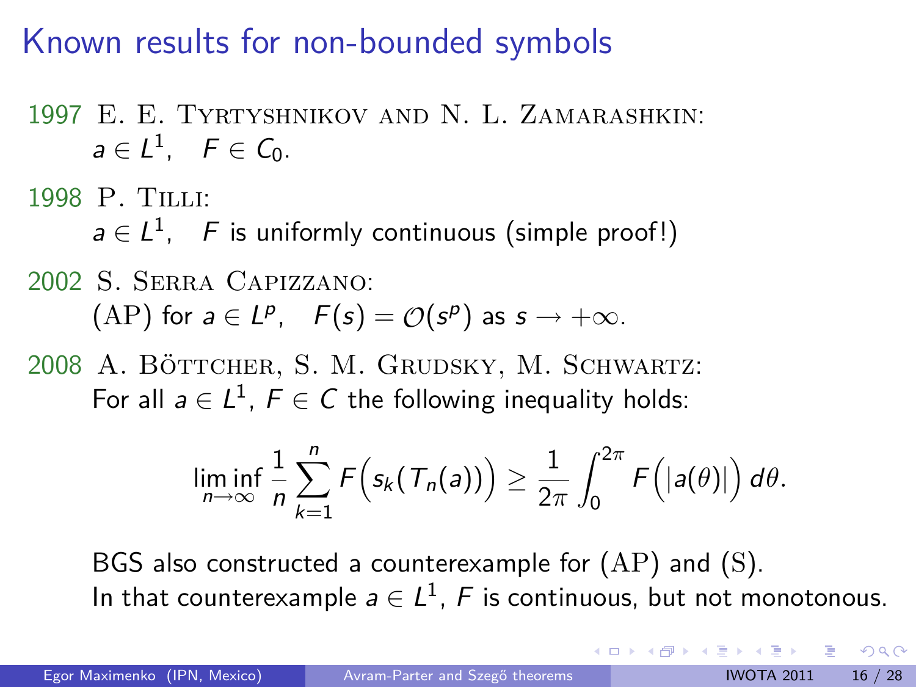# Known results for non-bounded symbols

1997 E. E. Tyrtyshnikov and N. L. Zamarashkin:
$a \in L^1, \quad F \in C_0.$

1998 P. Tilli:
$a \in L^1, \quad F$ is uniformly continuous (simple proof!)

2002 S. Serra Capizzano:
(AP) for $a \in L^p, \quad F(s) = \mathcal{O}(s^p)$ as $s \to +\infty$.

2008 A. Böttcher, S. M. Grudsky, M. Schwartz:
For all $a \in L^1$, $F \in C$ the following inequality holds:

$$\liminf_{n\to\infty} \frac{1}{n} \sum_{k=1}^{n} F\Big(s_k(T_n(a))\Big) \geq \frac{1}{2\pi} \int_0^{2\pi} F\Big(|a(\theta)|\Big)\, d\theta.$$

BGS also constructed a counterexample for (AP) and (S).
In that counterexample $a \in L^1$, $F$ is continuous, but not monotonous.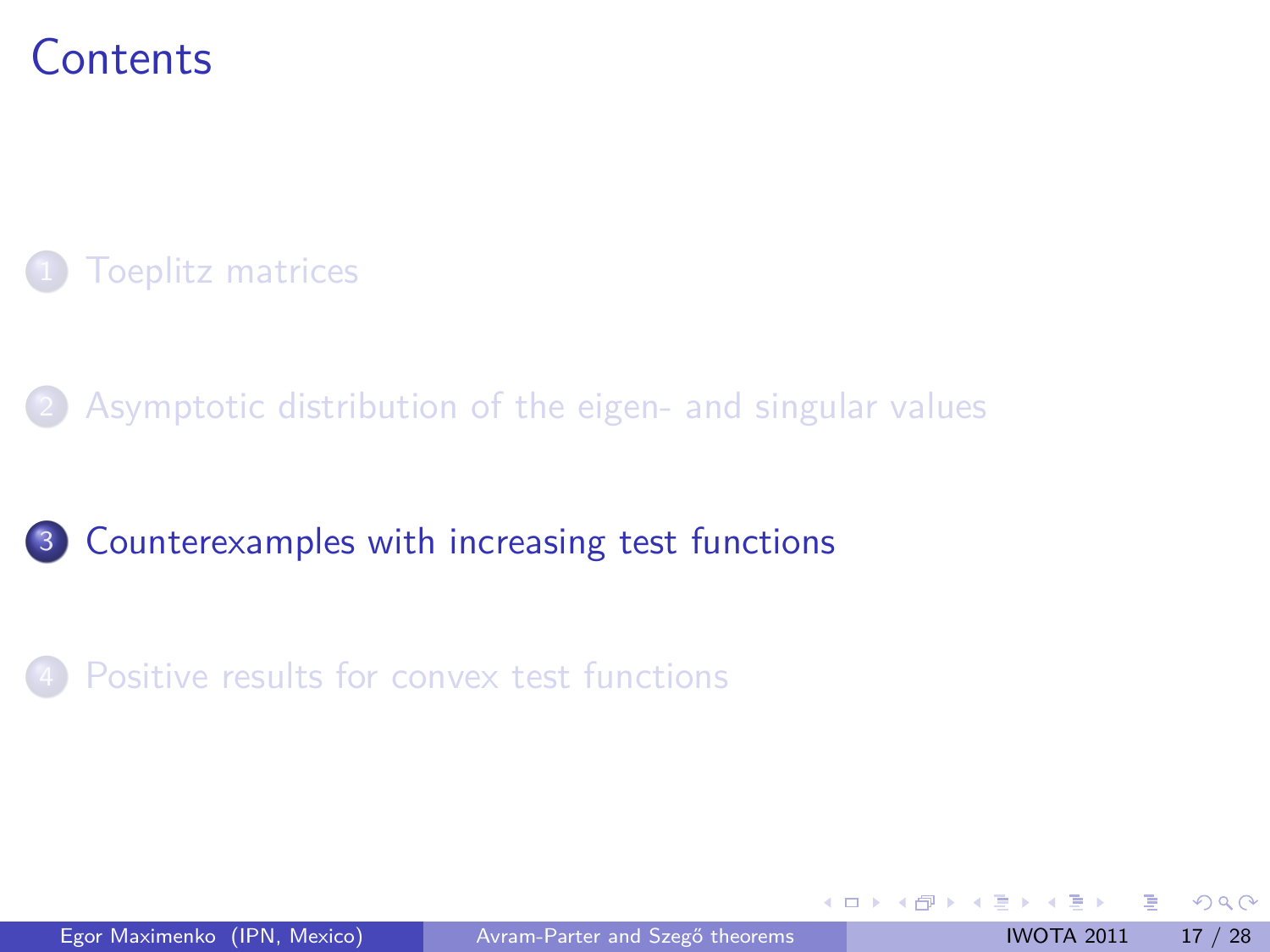# Contents

1. Toeplitz matrices
2. Asymptotic distribution of the eigen- and singular values
3. Counterexamples with increasing test functions
4. Positive results for convex test functions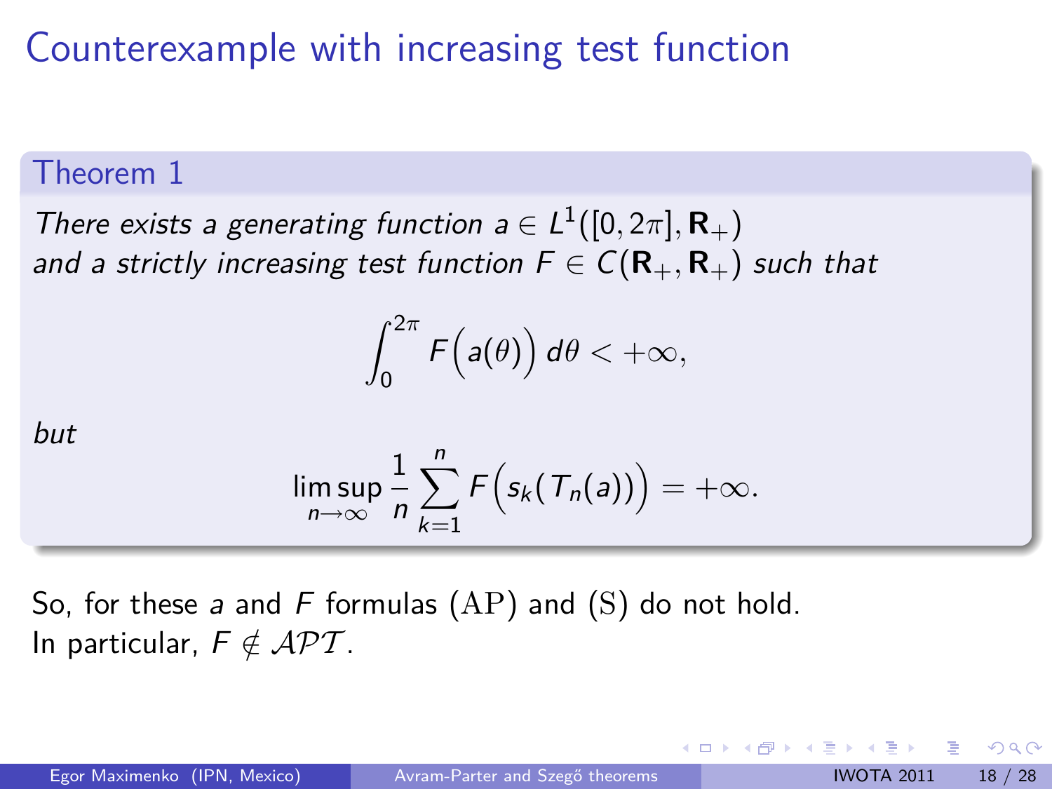# Counterexample with increasing test function

**Theorem 1**

*There exists a generating function $a \in L^1([0, 2\pi], \mathbf{R}_+)$ and a strictly increasing test function $F \in C(\mathbf{R}_+, \mathbf{R}_+)$ such that*

$$\int_0^{2\pi} F\Big(a(\theta)\Big)\, d\theta < +\infty,$$

*but*

$$\limsup_{n\to\infty} \frac{1}{n} \sum_{k=1}^{n} F\Big(s_k(T_n(a))\Big) = +\infty.$$

So, for these $a$ and $F$ formulas $(\mathrm{AP})$ and $(\mathrm{S})$ do not hold.
In particular, $F \notin \mathcal{APT}$.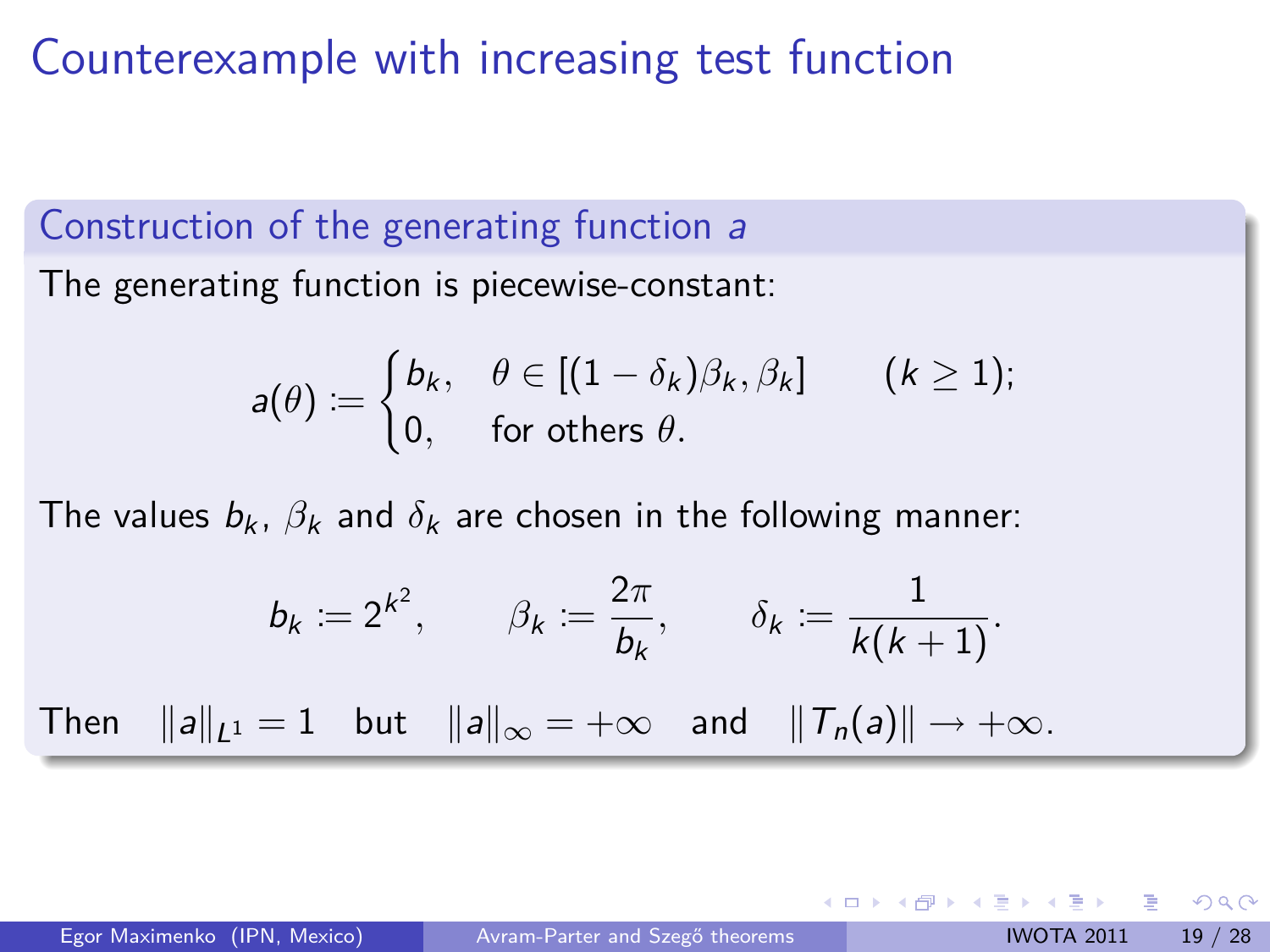# Counterexample with increasing test function

## Construction of the generating function $a$

The generating function is piecewise-constant:

$$a(\theta) := \begin{cases} b_k, & \theta \in [(1-\delta_k)\beta_k, \beta_k] \qquad (k \geq 1); \\ 0, & \text{for others } \theta. \end{cases}$$

The values $b_k$, $\beta_k$ and $\delta_k$ are chosen in the following manner:

$$b_k := 2^{k^2}, \qquad \beta_k := \frac{2\pi}{b_k}, \qquad \delta_k := \frac{1}{k(k+1)}.$$

Then $\quad \|a\|_{L^1} = 1 \quad$ but $\quad \|a\|_\infty = +\infty \quad$ and $\quad \|T_n(a)\| \to +\infty.$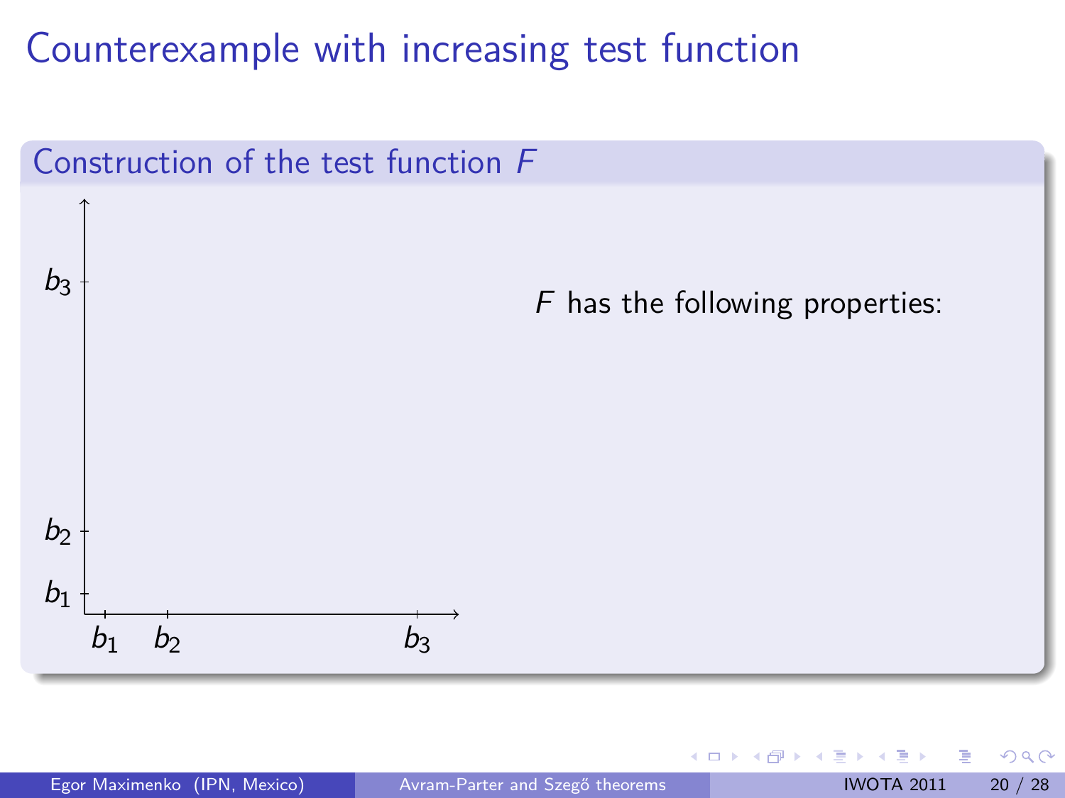# Counterexample with increasing test function

## Construction of the test function $F$

$b_3$

$b_2$

$b_1$

$b_1$ $b_2$ $b_3$

$F$ has the following properties: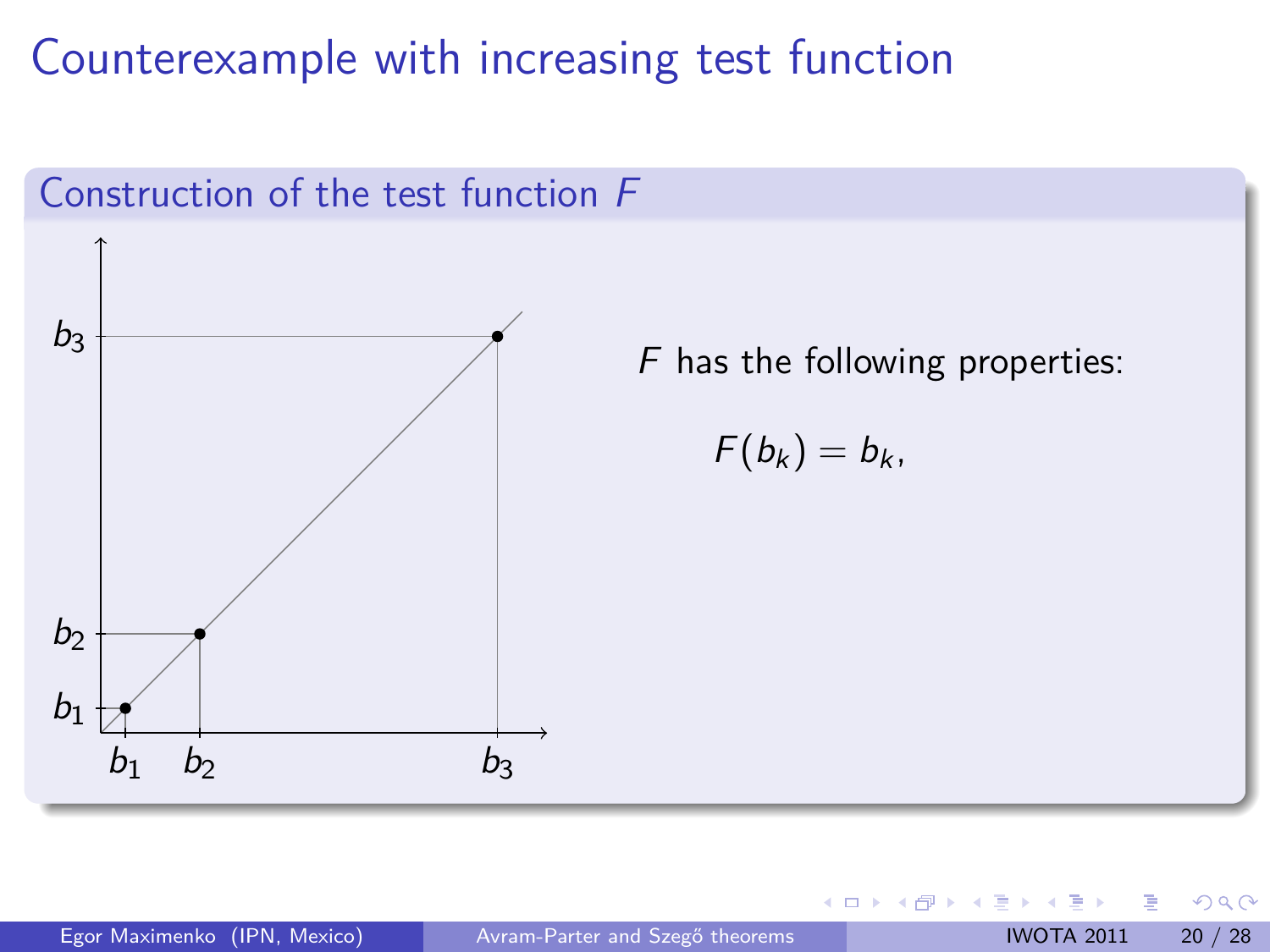# Counterexample with increasing test function

## Construction of the test function $F$

$F$ has the following properties:

$$F(b_k) = b_k,$$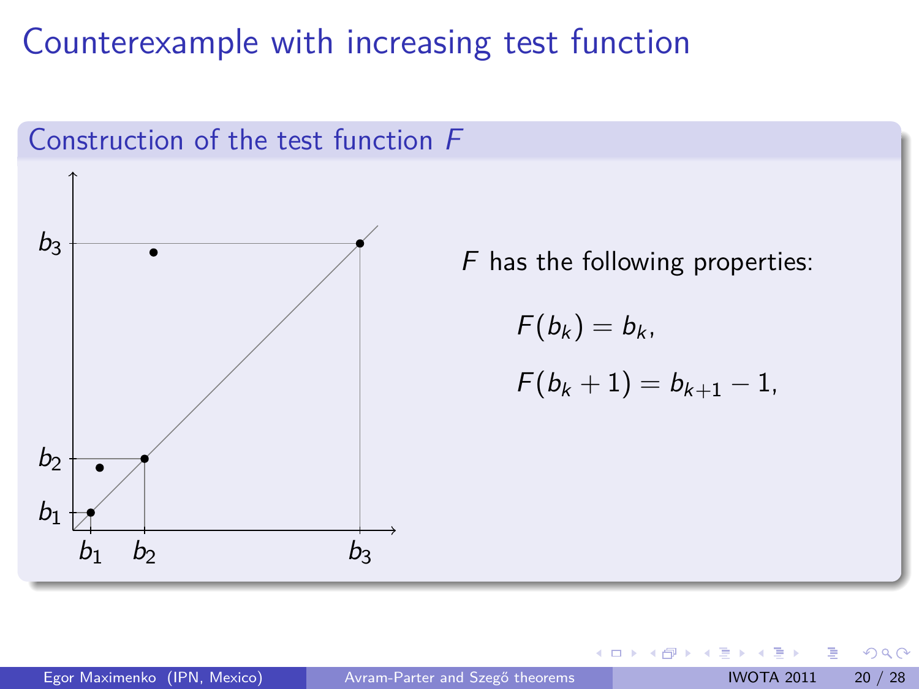# Counterexample with increasing test function

## Construction of the test function $F$

$F$ has the following properties:

$$F(b_k) = b_k,$$

$$F(b_k + 1) = b_{k+1} - 1,$$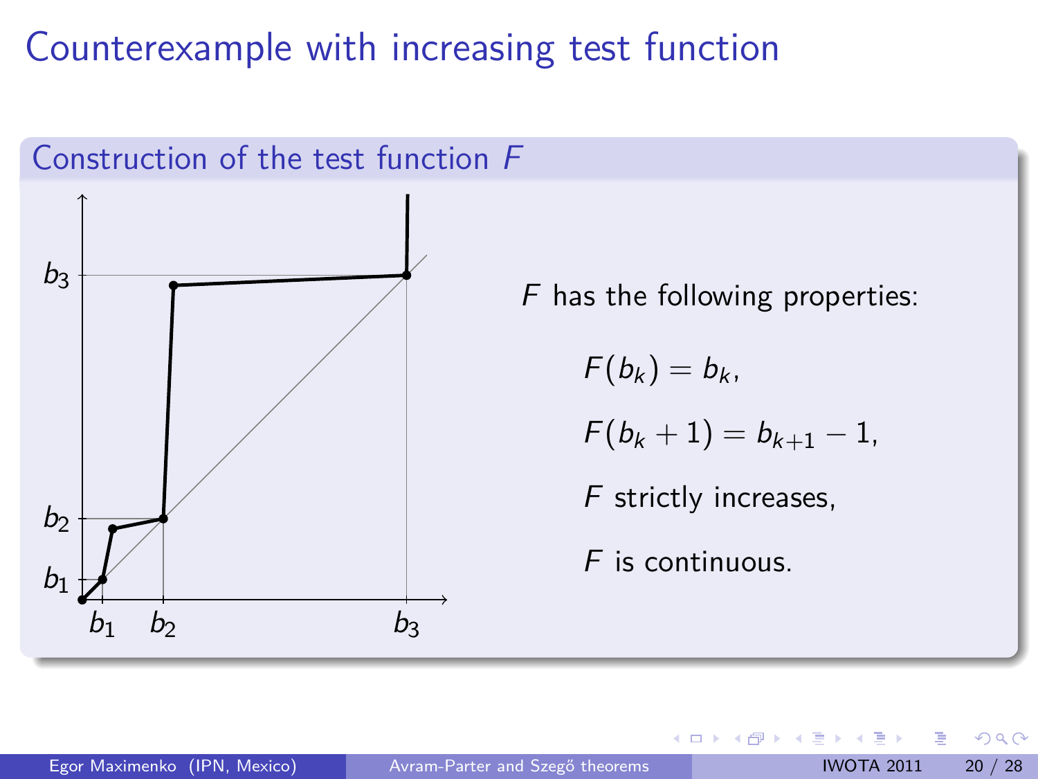# Counterexample with increasing test function

## Construction of the test function $F$

$F$ has the following properties:

$$F(b_k) = b_k,$$

$$F(b_k + 1) = b_{k+1} - 1,$$

$F$ strictly increases,

$F$ is continuous.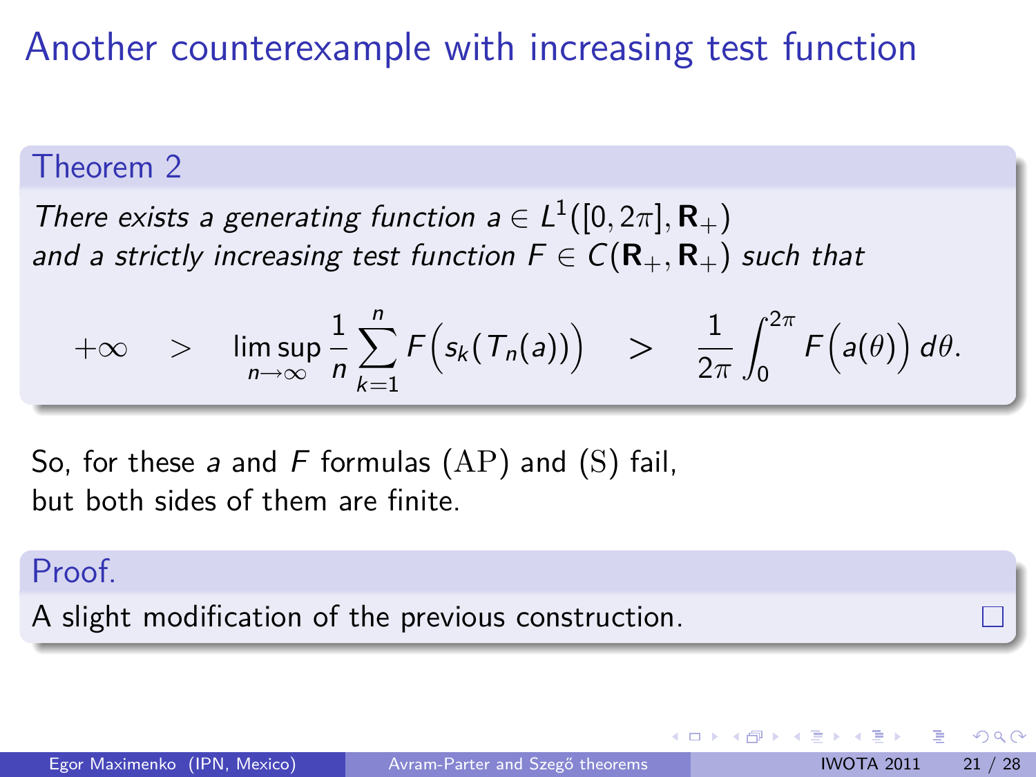# Another counterexample with increasing test function

**Theorem 2**

*There exists a generating function $a \in L^1([0, 2\pi], \mathbf{R}_+)$ and a strictly increasing test function $F \in C(\mathbf{R}_+, \mathbf{R}_+)$ such that*

$$+\infty \quad > \quad \limsup_{n\to\infty} \frac{1}{n} \sum_{k=1}^{n} F\Big(s_k(T_n(a))\Big) \quad > \quad \frac{1}{2\pi} \int_0^{2\pi} F\Big(a(\theta)\Big)\, d\theta.$$

So, for these $a$ and $F$ formulas $(\mathrm{AP})$ and $(\mathrm{S})$ fail, but both sides of them are finite.

**Proof.**

A slight modification of the previous construction. □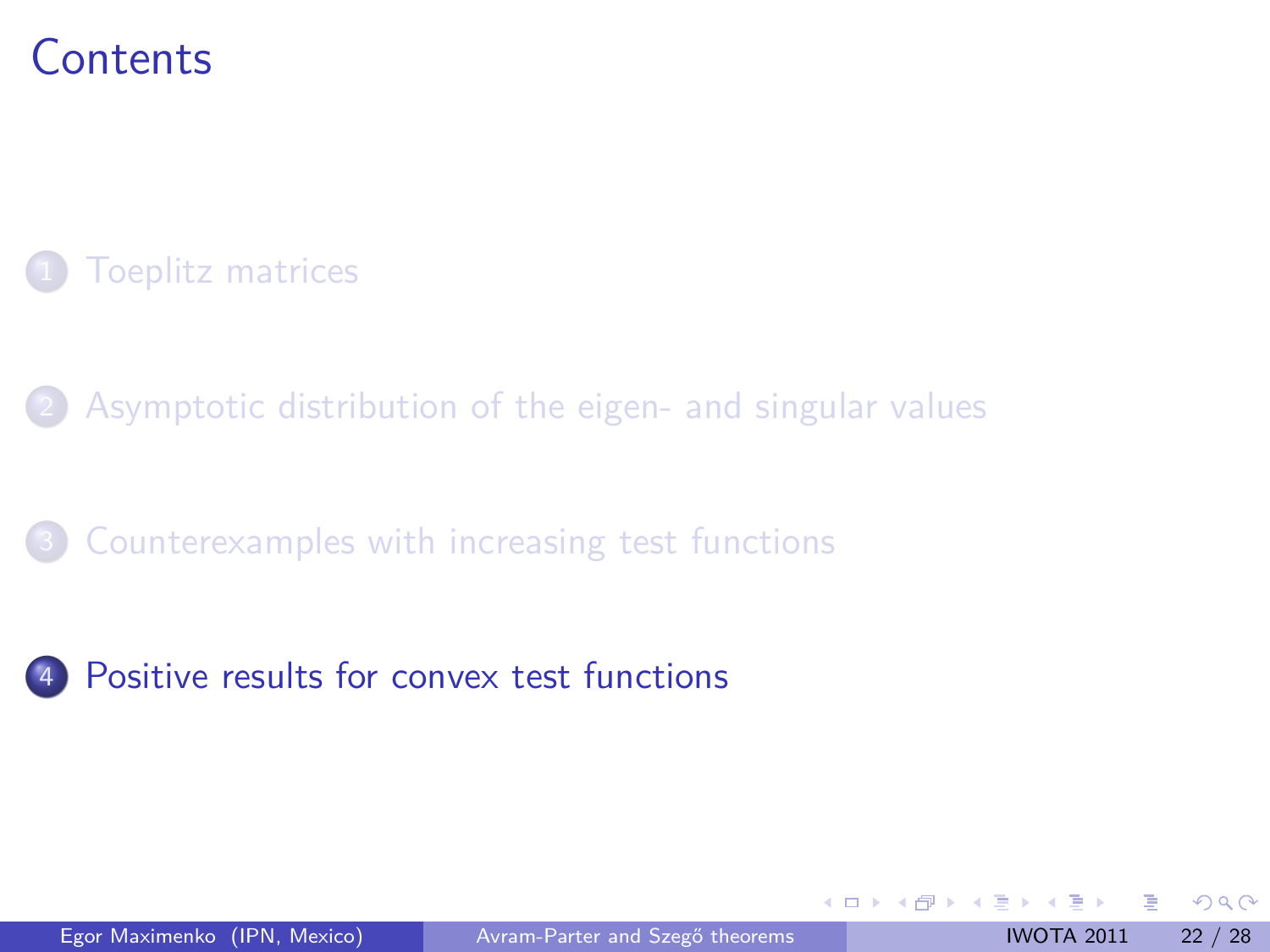# Contents

1. Toeplitz matrices
2. Asymptotic distribution of the eigen- and singular values
3. Counterexamples with increasing test functions
4. Positive results for convex test functions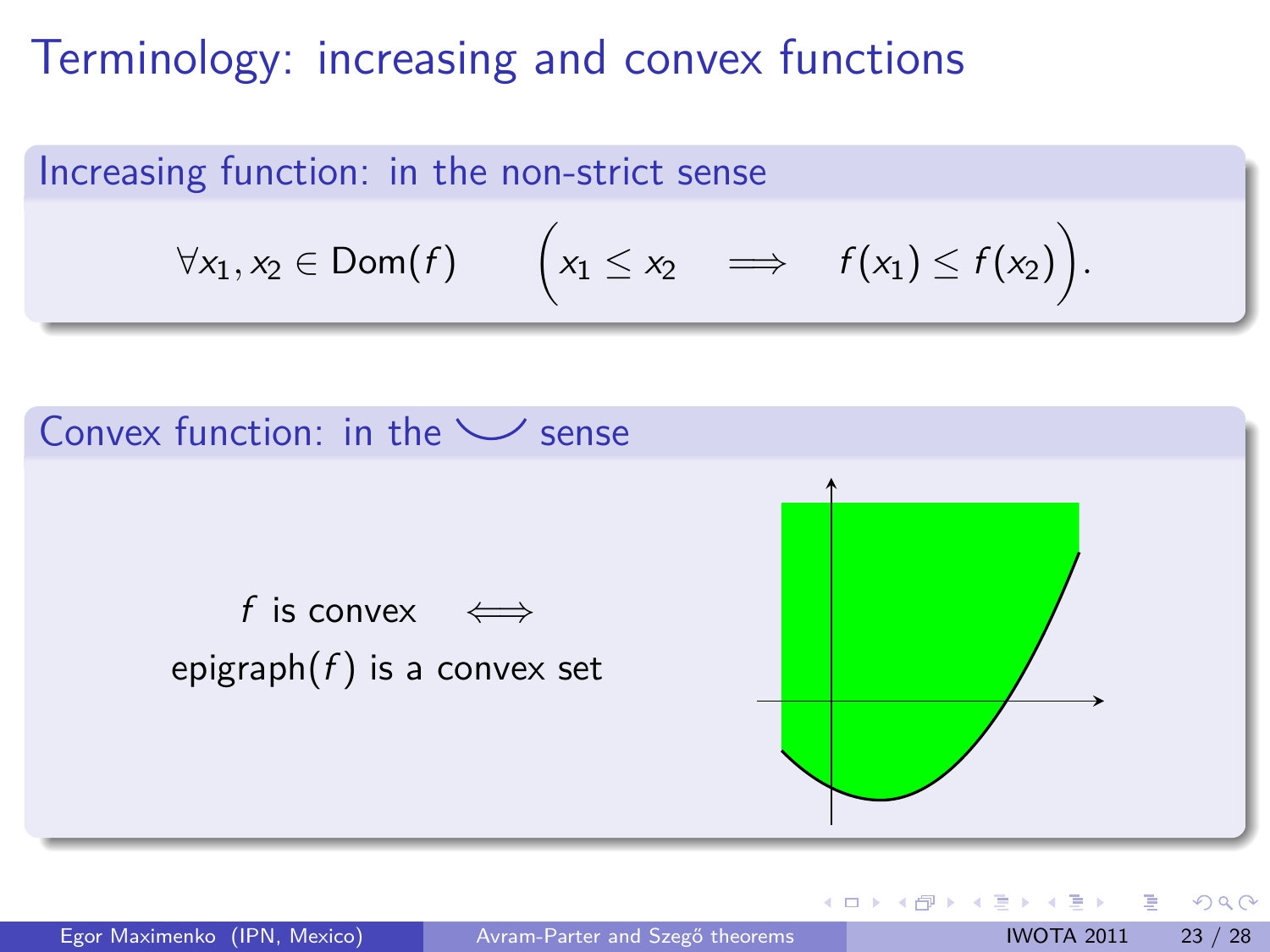# Terminology: increasing and convex functions

## Increasing function: in the non-strict sense

$$\forall x_1, x_2 \in \mathrm{Dom}(f) \qquad \Big(x_1 \le x_2 \quad \Longrightarrow \quad f(x_1) \le f(x_2)\Big).$$

## Convex function: in the $\smile$ sense

$f$ is convex $\iff$ epigraph$(f)$ is a convex set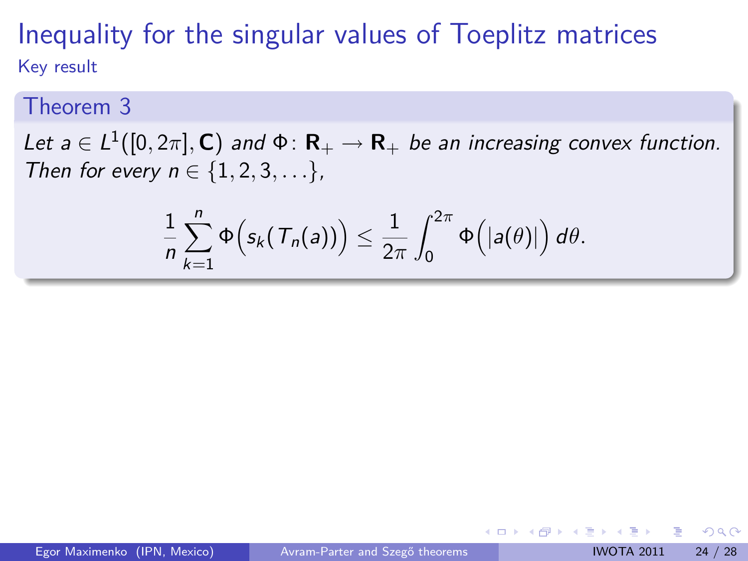# Inequality for the singular values of Toeplitz matrices

## Key result

**Theorem 3**

*Let $a \in L^1([0, 2\pi], \mathbf{C})$ and $\Phi \colon \mathbf{R}_+ \to \mathbf{R}_+$ be an increasing convex function. Then for every $n \in \{1, 2, 3, \ldots\}$,*

$$\frac{1}{n} \sum_{k=1}^{n} \Phi\Big(s_k(T_n(a))\Big) \leq \frac{1}{2\pi} \int_0^{2\pi} \Phi\Big(|a(\theta)|\Big)\, d\theta.$$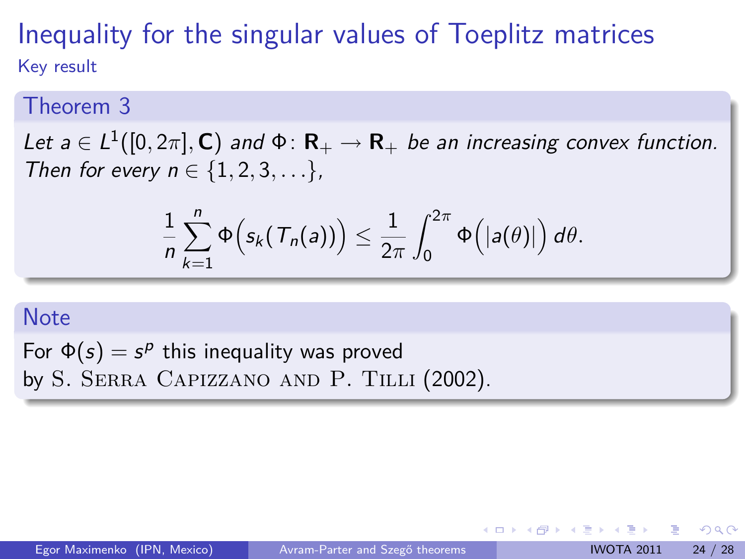# Inequality for the singular values of Toeplitz matrices

Key result

## Theorem 3

*Let $a \in L^1([0, 2\pi], \mathbf{C})$ and $\Phi \colon \mathbf{R}_+ \to \mathbf{R}_+$ be an increasing convex function. Then for every $n \in \{1, 2, 3, \ldots\}$,*

$$\frac{1}{n} \sum_{k=1}^{n} \Phi\Big(s_k(T_n(a))\Big) \leq \frac{1}{2\pi} \int_0^{2\pi} \Phi\Big(|a(\theta)|\Big)\, d\theta.$$

## Note

For $\Phi(s) = s^p$ this inequality was proved by S. Serra Capizzano and P. Tilli (2002).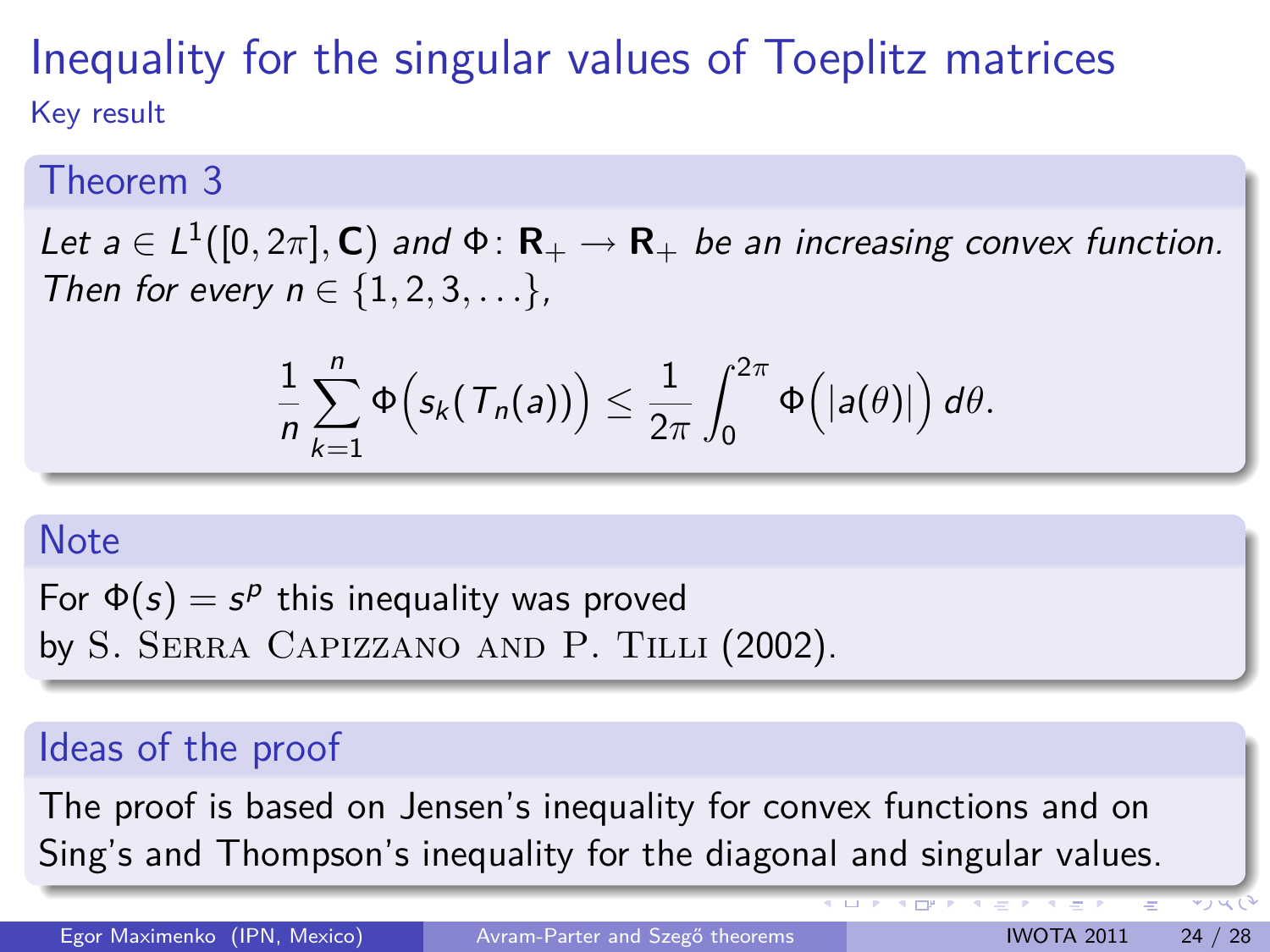# Inequality for the singular values of Toeplitz matrices

Key result

## Theorem 3

*Let $a \in L^1([0, 2\pi], \mathbf{C})$ and $\Phi \colon \mathbf{R}_+ \to \mathbf{R}_+$ be an increasing convex function. Then for every $n \in \{1, 2, 3, \ldots\}$,*

$$\frac{1}{n} \sum_{k=1}^{n} \Phi\Big(s_k(T_n(a))\Big) \le \frac{1}{2\pi} \int_0^{2\pi} \Phi\Big(|a(\theta)|\Big)\, d\theta.$$

## Note

For $\Phi(s) = s^p$ this inequality was proved by S. Serra Capizzano and P. Tilli (2002).

## Ideas of the proof

The proof is based on Jensen's inequality for convex functions and on Sing's and Thompson's inequality for the diagonal and singular values.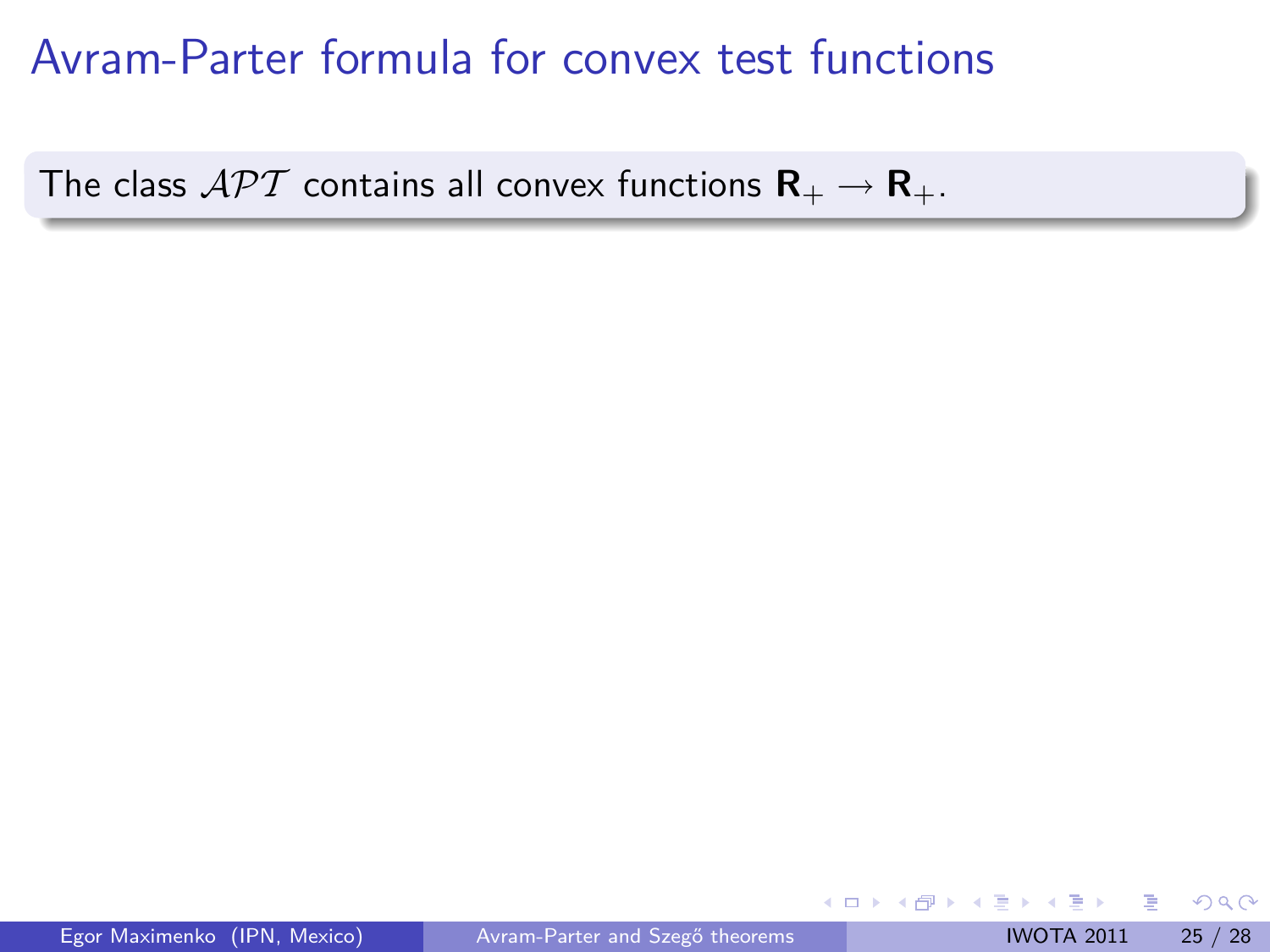# Avram-Parter formula for convex test functions

The class $\mathcal{APT}$ contains all convex functions $\mathbf{R}_+ \to \mathbf{R}_+$.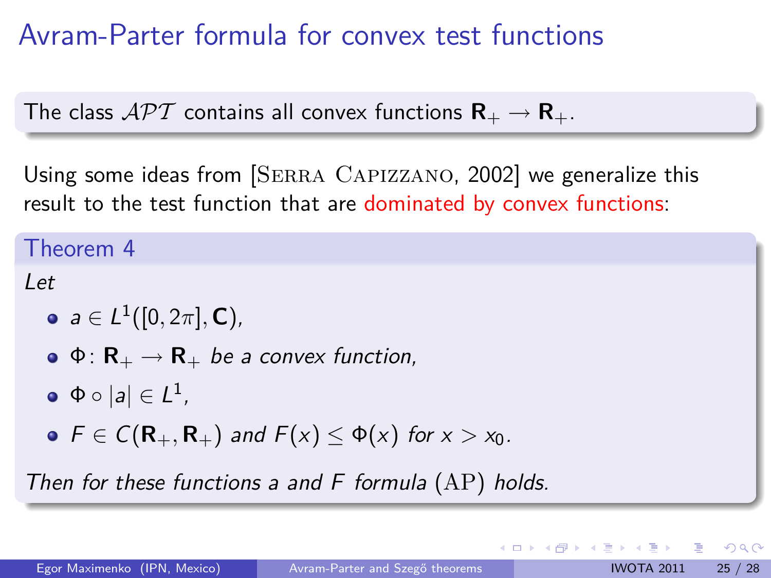# Avram-Parter formula for convex test functions

The class $\mathcal{APT}$ contains all convex functions $\mathbf{R}_+ \to \mathbf{R}_+$.

Using some ideas from [Serra Capizzano, 2002] we generalize this result to the test function that are dominated by convex functions:

**Theorem 4**

*Let*

- $a \in L^1([0, 2\pi], \mathbf{C})$,
- $\Phi\colon \mathbf{R}_+ \to \mathbf{R}_+$ *be a convex function,*
- $\Phi \circ |a| \in L^1$,
- $F \in C(\mathbf{R}_+, \mathbf{R}_+)$ *and* $F(x) \leq \Phi(x)$ *for* $x > x_0$.

*Then for these functions $a$ and $F$ formula* (AP) *holds.*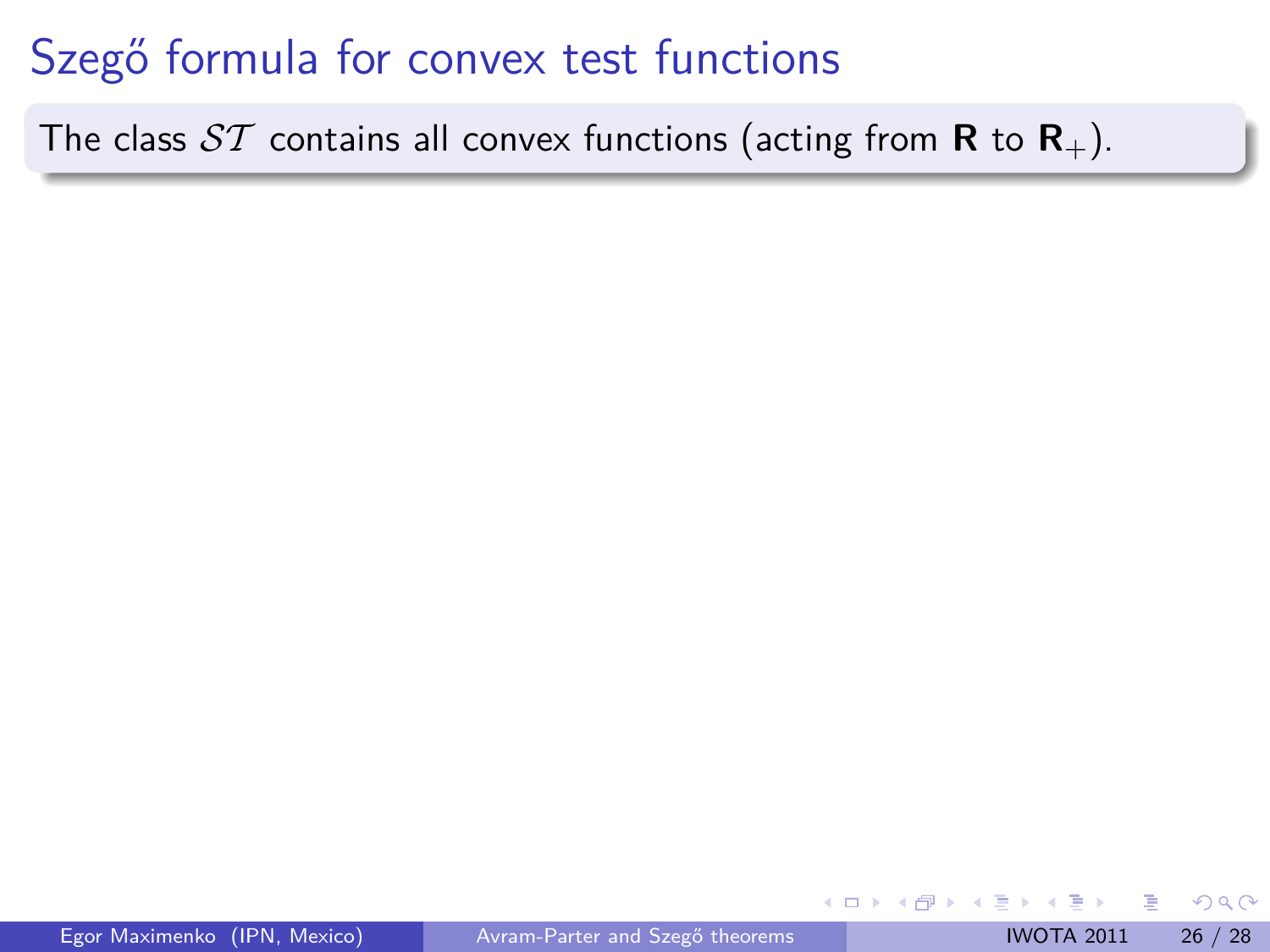# Szegő formula for convex test functions

The class $\mathcal{ST}$ contains all convex functions (acting from $\mathbf{R}$ to $\mathbf{R}_+$).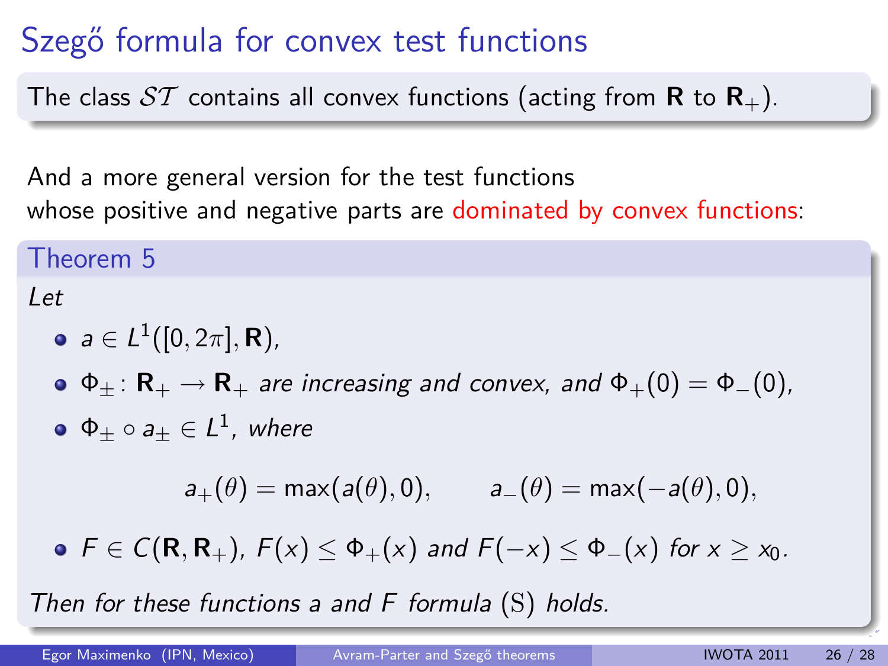# Szegő formula for convex test functions

The class $\mathcal{ST}$ contains all convex functions (acting from $\mathbf{R}$ to $\mathbf{R}_+$).

And a more general version for the test functions whose positive and negative parts are dominated by convex functions:

**Theorem 5**

*Let*

- $a \in L^1([0, 2\pi], \mathbf{R})$,
- $\Phi_\pm \colon \mathbf{R}_+ \to \mathbf{R}_+$ *are increasing and convex, and* $\Phi_+(0) = \Phi_-(0)$,
- $\Phi_\pm \circ a_\pm \in L^1$, *where*

$$a_+(\theta) = \max(a(\theta), 0), \qquad a_-(\theta) = \max(-a(\theta), 0),$$

- $F \in C(\mathbf{R}, \mathbf{R}_+)$, $F(x) \le \Phi_+(x)$ *and* $F(-x) \le \Phi_-(x)$ *for* $x \ge x_0$.

*Then for these functions $a$ and $F$ formula* (S) *holds.*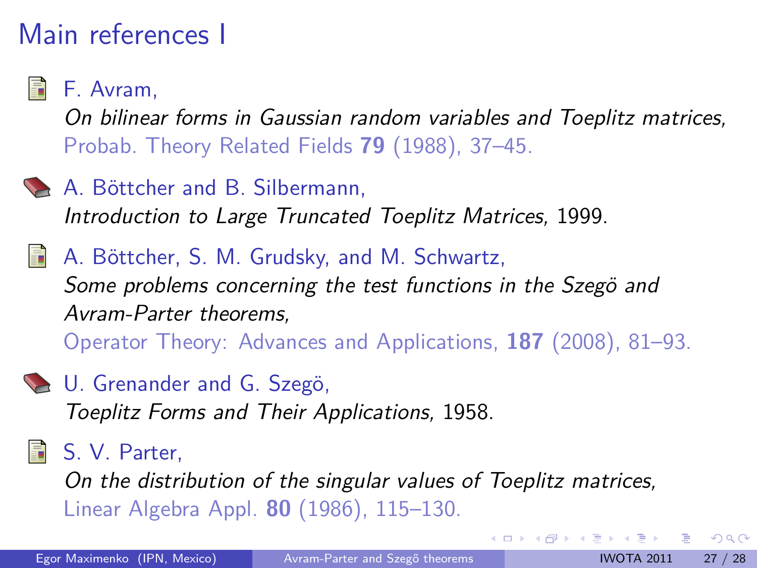# Main references I

- F. Avram,
  *On bilinear forms in Gaussian random variables and Toeplitz matrices,*
  Probab. Theory Related Fields **79** (1988), 37–45.

- A. Böttcher and B. Silbermann,
  *Introduction to Large Truncated Toeplitz Matrices,* 1999.

- A. Böttcher, S. M. Grudsky, and M. Schwartz,
  *Some problems concerning the test functions in the Szegö and Avram-Parter theorems,*
  Operator Theory: Advances and Applications, **187** (2008), 81–93.

- U. Grenander and G. Szegö,
  *Toeplitz Forms and Their Applications,* 1958.

- S. V. Parter,
  *On the distribution of the singular values of Toeplitz matrices,*
  Linear Algebra Appl. **80** (1986), 115–130.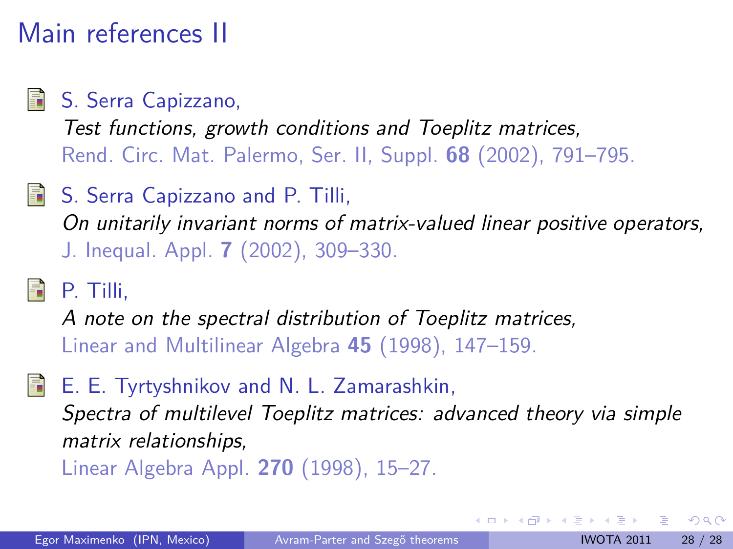# Main references II

- S. Serra Capizzano,
  *Test functions, growth conditions and Toeplitz matrices,*
  Rend. Circ. Mat. Palermo, Ser. II, Suppl. **68** (2002), 791–795.

- S. Serra Capizzano and P. Tilli,
  *On unitarily invariant norms of matrix-valued linear positive operators,*
  J. Inequal. Appl. **7** (2002), 309–330.

- P. Tilli,
  *A note on the spectral distribution of Toeplitz matrices,*
  Linear and Multilinear Algebra **45** (1998), 147–159.

- E. E. Tyrtyshnikov and N. L. Zamarashkin,
  *Spectra of multilevel Toeplitz matrices: advanced theory via simple matrix relationships,*
  Linear Algebra Appl. **270** (1998), 15–27.